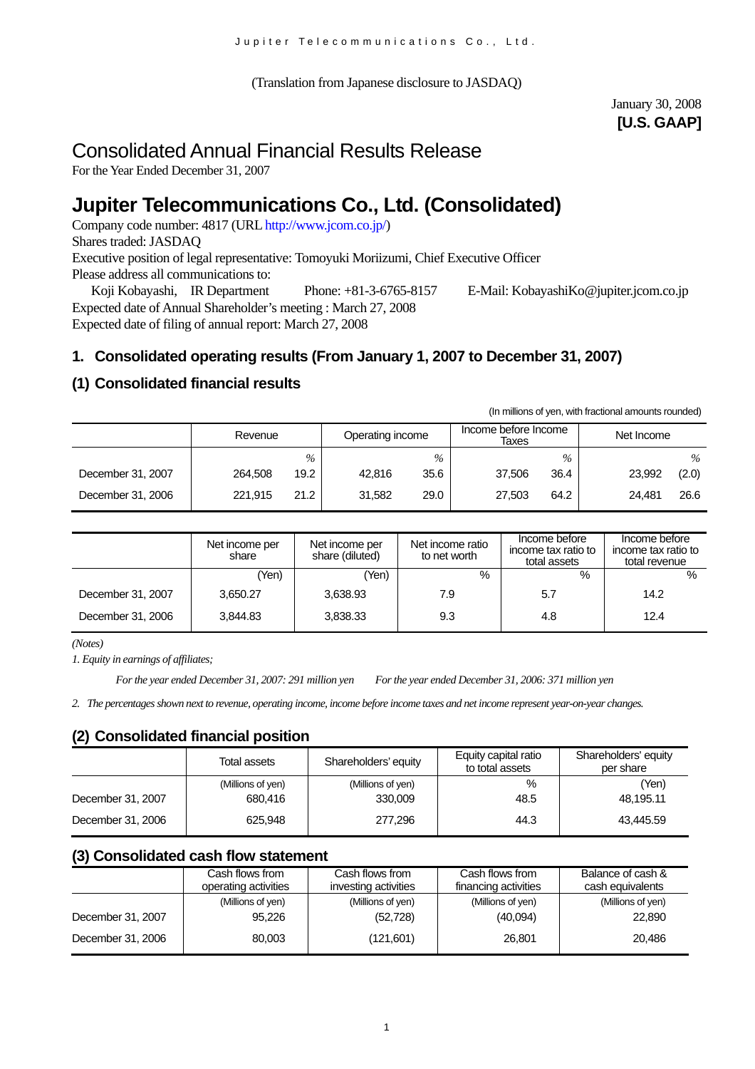(Translation from Japanese disclosure to JASDAQ)

January 30, 2008
**[U.S. GAAP]**

# Consolidated Annual Financial Results Release

For the Year Ended December 31, 2007

# Jupiter Telecommunications Co., Ltd. (Consolidated)

Company code number: 4817 (URL http://www.jcom.co.jp/)
Shares traded: JASDAQ
Executive position of legal representative: Tomoyuki Moriizumi, Chief Executive Officer
Please address all communications to:
Koji Kobayashi, IR Department Phone: +81-3-6765-8157 E-Mail: KobayashiKo@jupiter.jcom.co.jp
Expected date of Annual Shareholder's meeting : March 27, 2008
Expected date of filing of annual report: March 27, 2008

## 1. Consolidated operating results (From January 1, 2007 to December 31, 2007)

### (1) Consolidated financial results

(In millions of yen, with fractional amounts rounded)

| | Revenue | | Operating income | | Income before Income Taxes | | Net Income | |
|---|---|---|---|---|---|---|---|---|
| | | % | | % | | % | | % |
| December 31, 2007 | 264,508 | 19.2 | 42,816 | 35.6 | 37,506 | 36.4 | 23,992 | (2.0) |
| December 31, 2006 | 221,915 | 21.2 | 31,582 | 29.0 | 27,503 | 64.2 | 24,481 | 26.6 |

| | Net income per share | Net income per share (diluted) | Net income ratio to net worth | Income before income tax ratio to total assets | Income before income tax ratio to total revenue |
|---|---|---|---|---|---|
| | (Yen) | (Yen) | % | % | % |
| December 31, 2007 | 3,650.27 | 3,638.93 | 7.9 | 5.7 | 14.2 |
| December 31, 2006 | 3,844.83 | 3,838.33 | 9.3 | 4.8 | 12.4 |

*(Notes)*

*1. Equity in earnings of affiliates;*

*For the year ended December 31, 2007: 291 million yen For the year ended December 31, 2006: 371 million yen*

*2. The percentages shown next to revenue, operating income, income before income taxes and net income represent year-on-year changes.*

### (2) Consolidated financial position

| | Total assets | Shareholders' equity | Equity capital ratio to total assets | Shareholders' equity per share |
|---|---|---|---|---|
| | (Millions of yen) | (Millions of yen) | % | (Yen) |
| December 31, 2007 | 680,416 | 330,009 | 48.5 | 48,195.11 |
| December 31, 2006 | 625,948 | 277,296 | 44.3 | 43,445.59 |

### (3) Consolidated cash flow statement

| | Cash flows from operating activities | Cash flows from investing activities | Cash flows from financing activities | Balance of cash & cash equivalents |
|---|---|---|---|---|
| | (Millions of yen) | (Millions of yen) | (Millions of yen) | (Millions of yen) |
| December 31, 2007 | 95,226 | (52,728) | (40,094) | 22,890 |
| December 31, 2006 | 80,003 | (121,601) | 26,801 | 20,486 |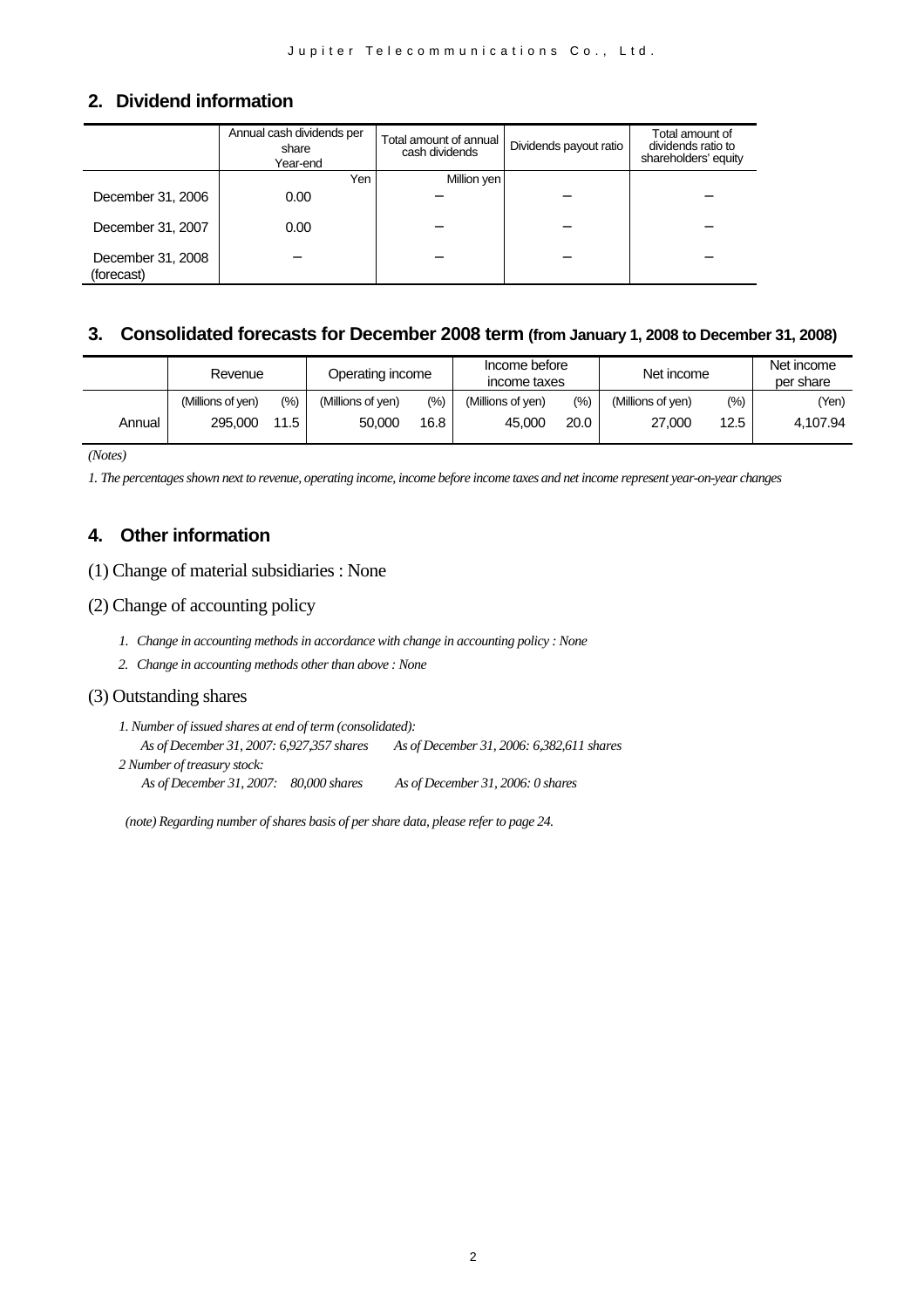## 2. Dividend information

| | Annual cash dividends per share Year-end | Total amount of annual cash dividends | Dividends payout ratio | Total amount of dividends ratio to shareholders' equity |
|---|---|---|---|---|
| | Yen | Million yen | | |
| December 31, 2006 | 0.00 | − | − | − |
| December 31, 2007 | 0.00 | − | − | − |
| December 31, 2008 (forecast) | − | − | − | − |

## 3. Consolidated forecasts for December 2008 term (from January 1, 2008 to December 31, 2008)

| | Revenue | | Operating income | | Income before income taxes | | Net income | | Net income per share |
|---|---|---|---|---|---|---|---|---|---|
| | (Millions of yen) | (%) | (Millions of yen) | (%) | (Millions of yen) | (%) | (Millions of yen) | (%) | (Yen) |
| Annual | 295,000 | 11.5 | 50,000 | 16.8 | 45,000 | 20.0 | 27,000 | 12.5 | 4,107.94 |

*(Notes)*

*1. The percentages shown next to revenue, operating income, income before income taxes and net income represent year-on-year changes*

## 4. Other information

(1) Change of material subsidiaries : None

(2) Change of accounting policy

1. *Change in accounting methods in accordance with change in accounting policy : None*
2. *Change in accounting methods other than above : None*

(3) Outstanding shares

*1. Number of issued shares at end of term (consolidated):*
*As of December 31, 2007: 6,927,357 shares As of December 31, 2006: 6,382,611 shares*
*2 Number of treasury stock:*
*As of December 31, 2007: 80,000 shares As of December 31, 2006: 0 shares*

*(note) Regarding number of shares basis of per share data, please refer to page 24.*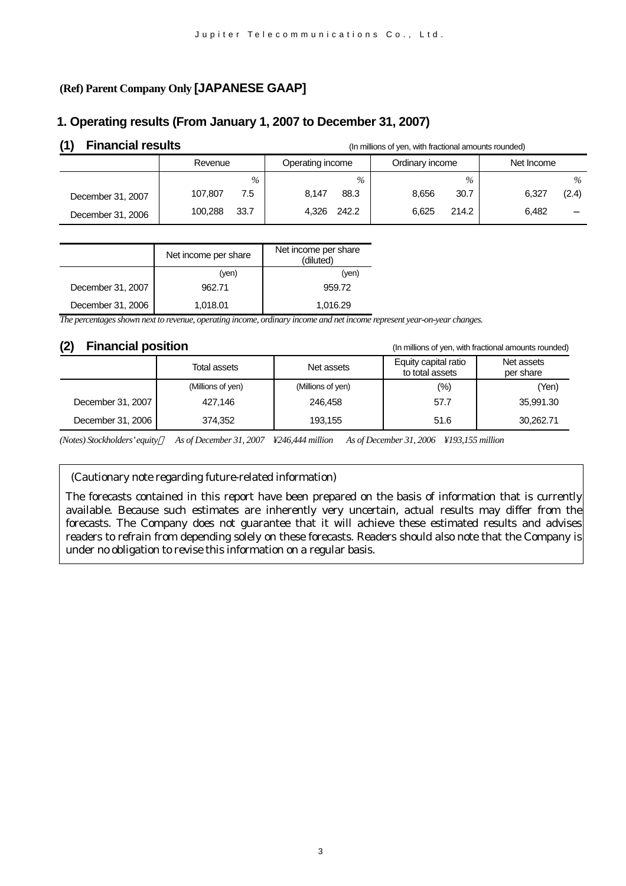## (Ref) Parent Company Only [JAPANESE GAAP]

## 1. Operating results (From January 1, 2007 to December 31, 2007)

### (1) Financial results

(In millions of yen, with fractional amounts rounded)

| | Revenue | | Operating income | | Ordinary income | | Net Income | |
|---|---|---|---|---|---|---|---|---|
| | | % | | % | | % | | % |
| December 31, 2007 | 107,807 | 7.5 | 8,147 | 88.3 | 8,656 | 30.7 | 6,327 | (2.4) |
| December 31, 2006 | 100,288 | 33.7 | 4,326 | 242.2 | 6,625 | 214.2 | 6,482 | – |

| | Net income per share | Net income per share (diluted) |
|---|---|---|
| | (yen) | (yen) |
| December 31, 2007 | 962.71 | 959.72 |
| December 31, 2006 | 1,018.01 | 1,016.29 |

*The percentages shown next to revenue, operating income, ordinary income and net income represent year-on-year changes.*

### (2) Financial position

(In millions of yen, with fractional amounts rounded)

| | Total assets | Net assets | Equity capital ratio to total assets | Net assets per share |
|---|---|---|---|---|
| | (Millions of yen) | (Millions of yen) | (%) | (Yen) |
| December 31, 2007 | 427,146 | 246,458 | 57.7 | 35,991.30 |
| December 31, 2006 | 374,352 | 193,155 | 51.6 | 30,262.71 |

*(Notes) Stockholders' equity: As of December 31, 2007 ¥246,444 million As of December 31, 2006 ¥193,155 million*

(Cautionary note regarding future-related information)

The forecasts contained in this report have been prepared on the basis of information that is currently available. Because such estimates are inherently very uncertain, actual results may differ from the forecasts. The Company does not guarantee that it will achieve these estimated results and advises readers to refrain from depending solely on these forecasts. Readers should also note that the Company is under no obligation to revise this information on a regular basis.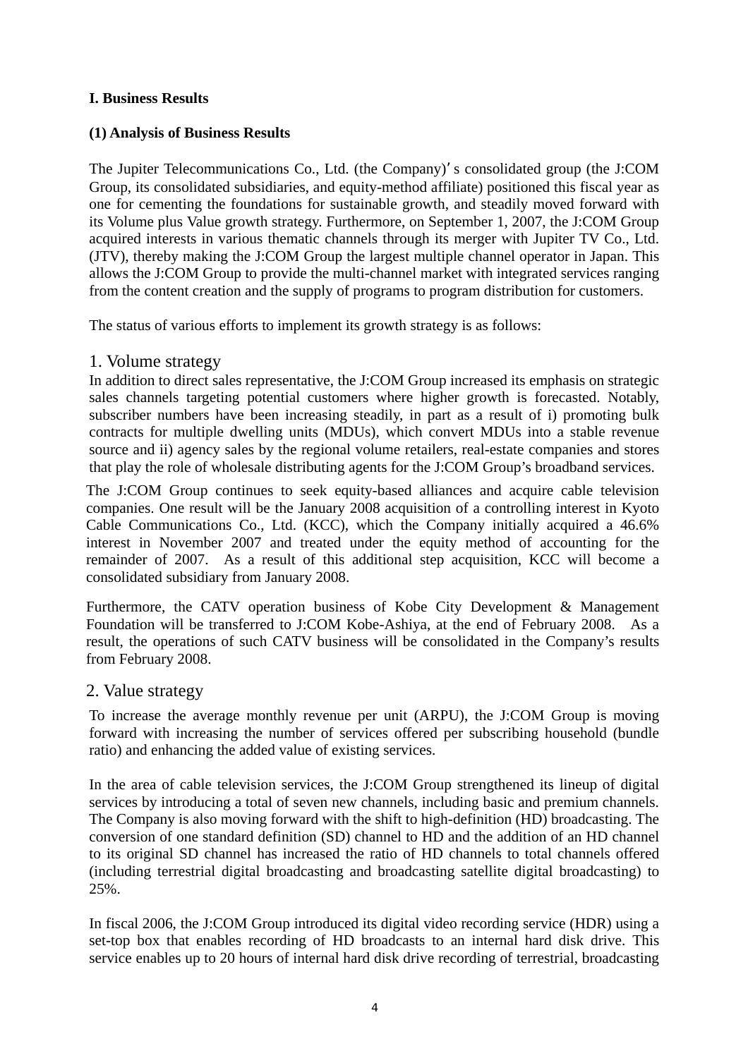## I. Business Results

### (1) Analysis of Business Results

The Jupiter Telecommunications Co., Ltd. (the Company)' s consolidated group (the J:COM Group, its consolidated subsidiaries, and equity-method affiliate) positioned this fiscal year as one for cementing the foundations for sustainable growth, and steadily moved forward with its Volume plus Value growth strategy. Furthermore, on September 1, 2007, the J:COM Group acquired interests in various thematic channels through its merger with Jupiter TV Co., Ltd. (JTV), thereby making the J:COM Group the largest multiple channel operator in Japan. This allows the J:COM Group to provide the multi-channel market with integrated services ranging from the content creation and the supply of programs to program distribution for customers.

The status of various efforts to implement its growth strategy is as follows:

#### 1. Volume strategy

In addition to direct sales representative, the J:COM Group increased its emphasis on strategic sales channels targeting potential customers where higher growth is forecasted. Notably, subscriber numbers have been increasing steadily, in part as a result of i) promoting bulk contracts for multiple dwelling units (MDUs), which convert MDUs into a stable revenue source and ii) agency sales by the regional volume retailers, real-estate companies and stores that play the role of wholesale distributing agents for the J:COM Group's broadband services.

The J:COM Group continues to seek equity-based alliances and acquire cable television companies. One result will be the January 2008 acquisition of a controlling interest in Kyoto Cable Communications Co., Ltd. (KCC), which the Company initially acquired a 46.6% interest in November 2007 and treated under the equity method of accounting for the remainder of 2007. As a result of this additional step acquisition, KCC will become a consolidated subsidiary from January 2008.

Furthermore, the CATV operation business of Kobe City Development & Management Foundation will be transferred to J:COM Kobe-Ashiya, at the end of February 2008. As a result, the operations of such CATV business will be consolidated in the Company's results from February 2008.

#### 2. Value strategy

To increase the average monthly revenue per unit (ARPU), the J:COM Group is moving forward with increasing the number of services offered per subscribing household (bundle ratio) and enhancing the added value of existing services.

In the area of cable television services, the J:COM Group strengthened its lineup of digital services by introducing a total of seven new channels, including basic and premium channels. The Company is also moving forward with the shift to high-definition (HD) broadcasting. The conversion of one standard definition (SD) channel to HD and the addition of an HD channel to its original SD channel has increased the ratio of HD channels to total channels offered (including terrestrial digital broadcasting and broadcasting satellite digital broadcasting) to 25%.

In fiscal 2006, the J:COM Group introduced its digital video recording service (HDR) using a set-top box that enables recording of HD broadcasts to an internal hard disk drive. This service enables up to 20 hours of internal hard disk drive recording of terrestrial, broadcasting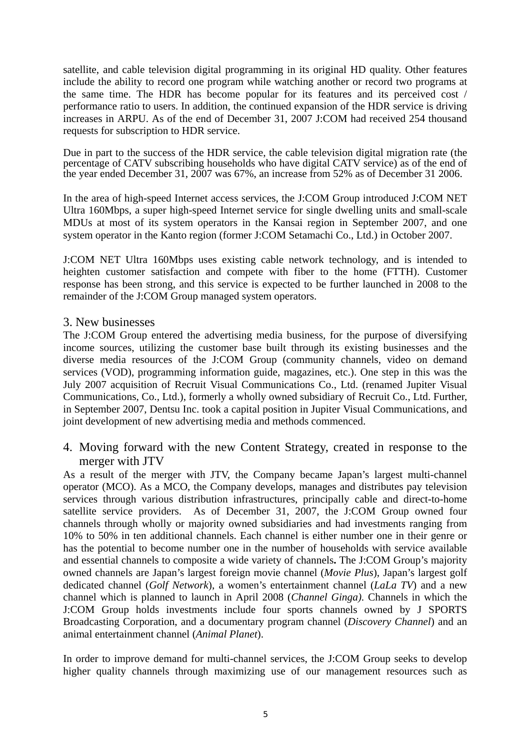satellite, and cable television digital programming in its original HD quality. Other features include the ability to record one program while watching another or record two programs at the same time. The HDR has become popular for its features and its perceived cost / performance ratio to users. In addition, the continued expansion of the HDR service is driving increases in ARPU. As of the end of December 31, 2007 J:COM had received 254 thousand requests for subscription to HDR service.

Due in part to the success of the HDR service, the cable television digital migration rate (the percentage of CATV subscribing households who have digital CATV service) as of the end of the year ended December 31, 2007 was 67%, an increase from 52% as of December 31 2006.

In the area of high-speed Internet access services, the J:COM Group introduced J:COM NET Ultra 160Mbps, a super high-speed Internet service for single dwelling units and small-scale MDUs at most of its system operators in the Kansai region in September 2007, and one system operator in the Kanto region (former J:COM Setamachi Co., Ltd.) in October 2007.

J:COM NET Ultra 160Mbps uses existing cable network technology, and is intended to heighten customer satisfaction and compete with fiber to the home (FTTH). Customer response has been strong, and this service is expected to be further launched in 2008 to the remainder of the J:COM Group managed system operators.

## 3. New businesses

The J:COM Group entered the advertising media business, for the purpose of diversifying income sources, utilizing the customer base built through its existing businesses and the diverse media resources of the J:COM Group (community channels, video on demand services (VOD), programming information guide, magazines, etc.). One step in this was the July 2007 acquisition of Recruit Visual Communications Co., Ltd. (renamed Jupiter Visual Communications, Co., Ltd.), formerly a wholly owned subsidiary of Recruit Co., Ltd. Further, in September 2007, Dentsu Inc. took a capital position in Jupiter Visual Communications, and joint development of new advertising media and methods commenced.

## 4. Moving forward with the new Content Strategy, created in response to the merger with JTV

As a result of the merger with JTV, the Company became Japan's largest multi-channel operator (MCO). As a MCO, the Company develops, manages and distributes pay television services through various distribution infrastructures, principally cable and direct-to-home satellite service providers. As of December 31, 2007, the J:COM Group owned four channels through wholly or majority owned subsidiaries and had investments ranging from 10% to 50% in ten additional channels. Each channel is either number one in their genre or has the potential to become number one in the number of households with service available and essential channels to composite a wide variety of channels**.** The J:COM Group's majority owned channels are Japan's largest foreign movie channel (*Movie Plus*), Japan's largest golf dedicated channel (*Golf Network*), a women's entertainment channel (*LaLa TV*) and a new channel which is planned to launch in April 2008 (*Channel Ginga).* Channels in which the J:COM Group holds investments include four sports channels owned by J SPORTS Broadcasting Corporation, and a documentary program channel (*Discovery Channel*) and an animal entertainment channel (*Animal Planet*).

In order to improve demand for multi-channel services, the J:COM Group seeks to develop higher quality channels through maximizing use of our management resources such as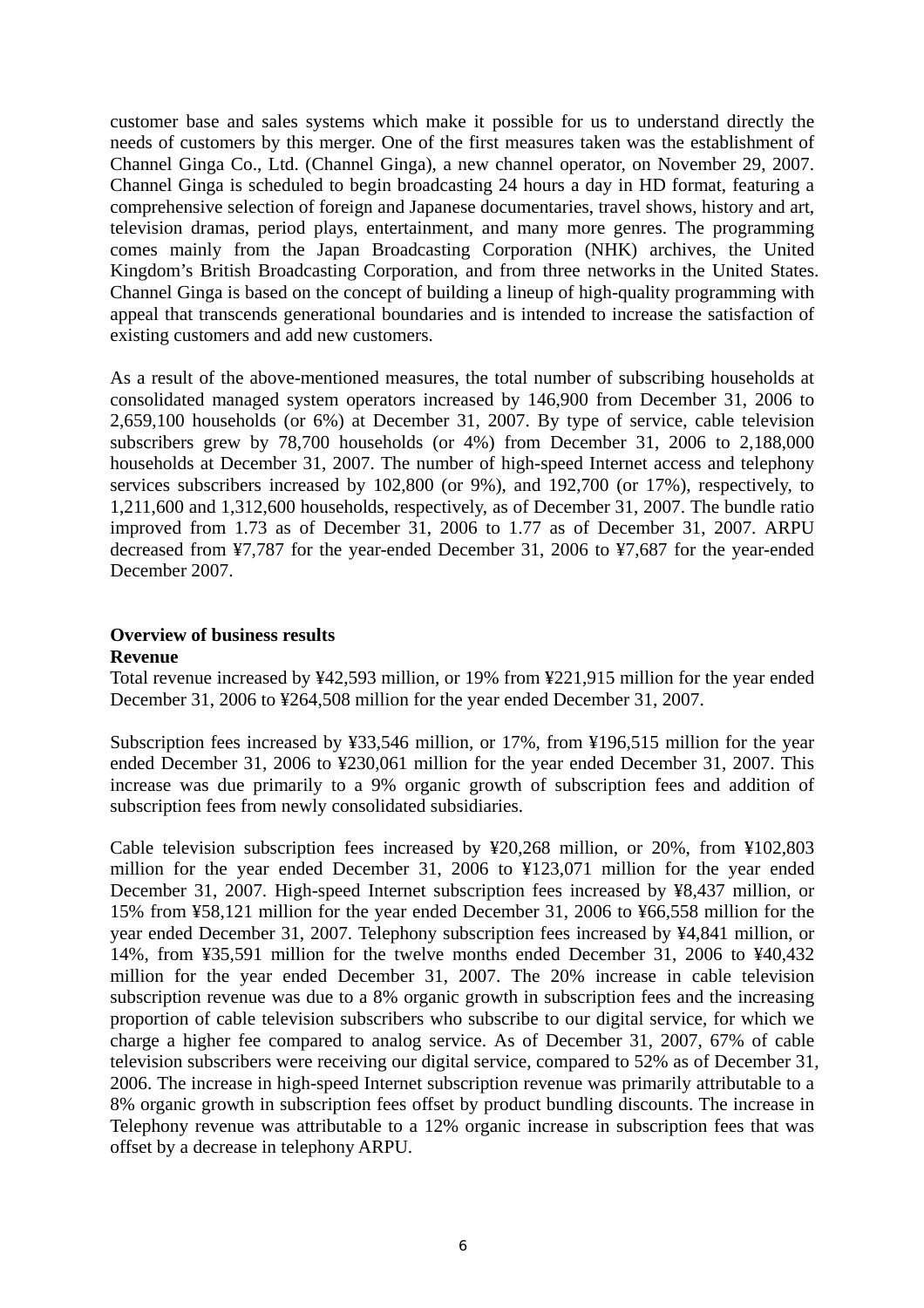customer base and sales systems which make it possible for us to understand directly the needs of customers by this merger. One of the first measures taken was the establishment of Channel Ginga Co., Ltd. (Channel Ginga), a new channel operator, on November 29, 2007. Channel Ginga is scheduled to begin broadcasting 24 hours a day in HD format, featuring a comprehensive selection of foreign and Japanese documentaries, travel shows, history and art, television dramas, period plays, entertainment, and many more genres. The programming comes mainly from the Japan Broadcasting Corporation (NHK) archives, the United Kingdom's British Broadcasting Corporation, and from three networks in the United States. Channel Ginga is based on the concept of building a lineup of high-quality programming with appeal that transcends generational boundaries and is intended to increase the satisfaction of existing customers and add new customers.

As a result of the above-mentioned measures, the total number of subscribing households at consolidated managed system operators increased by 146,900 from December 31, 2006 to 2,659,100 households (or 6%) at December 31, 2007. By type of service, cable television subscribers grew by 78,700 households (or 4%) from December 31, 2006 to 2,188,000 households at December 31, 2007. The number of high-speed Internet access and telephony services subscribers increased by 102,800 (or 9%), and 192,700 (or 17%), respectively, to 1,211,600 and 1,312,600 households, respectively, as of December 31, 2007. The bundle ratio improved from 1.73 as of December 31, 2006 to 1.77 as of December 31, 2007. ARPU decreased from ¥7,787 for the year-ended December 31, 2006 to ¥7,687 for the year-ended December 2007.

**Overview of business results**

**Revenue**

Total revenue increased by ¥42,593 million, or 19% from ¥221,915 million for the year ended December 31, 2006 to ¥264,508 million for the year ended December 31, 2007.

Subscription fees increased by ¥33,546 million, or 17%, from ¥196,515 million for the year ended December 31, 2006 to ¥230,061 million for the year ended December 31, 2007. This increase was due primarily to a 9% organic growth of subscription fees and addition of subscription fees from newly consolidated subsidiaries.

Cable television subscription fees increased by ¥20,268 million, or 20%, from ¥102,803 million for the year ended December 31, 2006 to ¥123,071 million for the year ended December 31, 2007. High-speed Internet subscription fees increased by ¥8,437 million, or 15% from ¥58,121 million for the year ended December 31, 2006 to ¥66,558 million for the year ended December 31, 2007. Telephony subscription fees increased by ¥4,841 million, or 14%, from ¥35,591 million for the twelve months ended December 31, 2006 to ¥40,432 million for the year ended December 31, 2007. The 20% increase in cable television subscription revenue was due to a 8% organic growth in subscription fees and the increasing proportion of cable television subscribers who subscribe to our digital service, for which we charge a higher fee compared to analog service. As of December 31, 2007, 67% of cable television subscribers were receiving our digital service, compared to 52% as of December 31, 2006. The increase in high-speed Internet subscription revenue was primarily attributable to a 8% organic growth in subscription fees offset by product bundling discounts. The increase in Telephony revenue was attributable to a 12% organic increase in subscription fees that was offset by a decrease in telephony ARPU.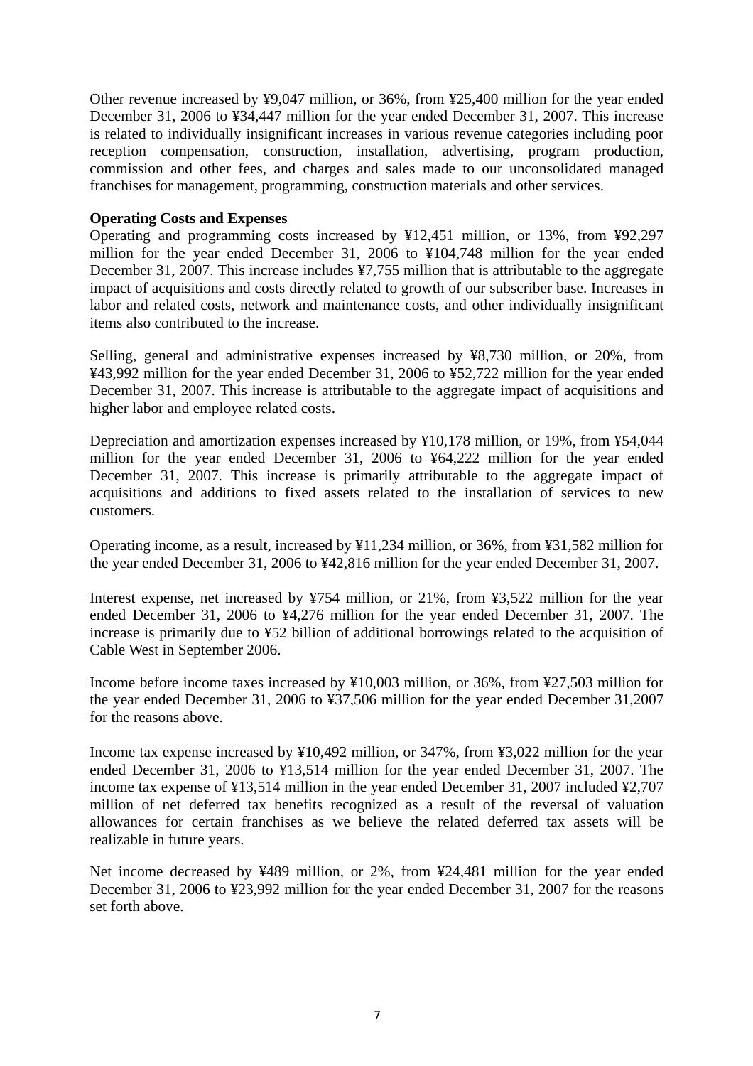Other revenue increased by ¥9,047 million, or 36%, from ¥25,400 million for the year ended December 31, 2006 to ¥34,447 million for the year ended December 31, 2007. This increase is related to individually insignificant increases in various revenue categories including poor reception compensation, construction, installation, advertising, program production, commission and other fees, and charges and sales made to our unconsolidated managed franchises for management, programming, construction materials and other services.

**Operating Costs and Expenses**

Operating and programming costs increased by ¥12,451 million, or 13%, from ¥92,297 million for the year ended December 31, 2006 to ¥104,748 million for the year ended December 31, 2007. This increase includes ¥7,755 million that is attributable to the aggregate impact of acquisitions and costs directly related to growth of our subscriber base. Increases in labor and related costs, network and maintenance costs, and other individually insignificant items also contributed to the increase.

Selling, general and administrative expenses increased by ¥8,730 million, or 20%, from ¥43,992 million for the year ended December 31, 2006 to ¥52,722 million for the year ended December 31, 2007. This increase is attributable to the aggregate impact of acquisitions and higher labor and employee related costs.

Depreciation and amortization expenses increased by ¥10,178 million, or 19%, from ¥54,044 million for the year ended December 31, 2006 to ¥64,222 million for the year ended December 31, 2007. This increase is primarily attributable to the aggregate impact of acquisitions and additions to fixed assets related to the installation of services to new customers.

Operating income, as a result, increased by ¥11,234 million, or 36%, from ¥31,582 million for the year ended December 31, 2006 to ¥42,816 million for the year ended December 31, 2007.

Interest expense, net increased by ¥754 million, or 21%, from ¥3,522 million for the year ended December 31, 2006 to ¥4,276 million for the year ended December 31, 2007. The increase is primarily due to ¥52 billion of additional borrowings related to the acquisition of Cable West in September 2006.

Income before income taxes increased by ¥10,003 million, or 36%, from ¥27,503 million for the year ended December 31, 2006 to ¥37,506 million for the year ended December 31,2007 for the reasons above.

Income tax expense increased by ¥10,492 million, or 347%, from ¥3,022 million for the year ended December 31, 2006 to ¥13,514 million for the year ended December 31, 2007. The income tax expense of ¥13,514 million in the year ended December 31, 2007 included ¥2,707 million of net deferred tax benefits recognized as a result of the reversal of valuation allowances for certain franchises as we believe the related deferred tax assets will be realizable in future years.

Net income decreased by ¥489 million, or 2%, from ¥24,481 million for the year ended December 31, 2006 to ¥23,992 million for the year ended December 31, 2007 for the reasons set forth above.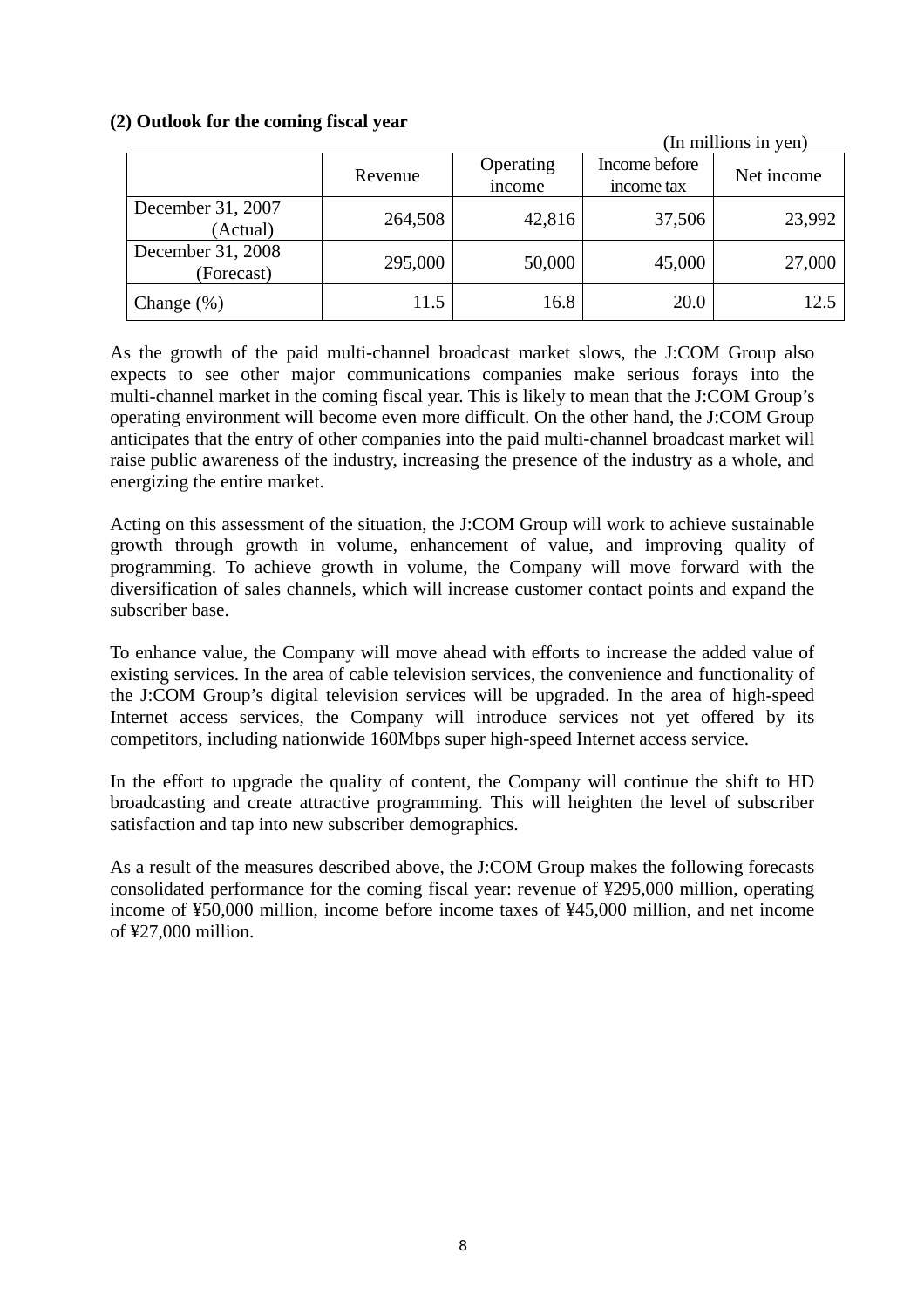## (2) Outlook for the coming fiscal year

(In millions in yen)

| | Revenue | Operating income | Income before income tax | Net income |
|---|---|---|---|---|
| December 31, 2007 (Actual) | 264,508 | 42,816 | 37,506 | 23,992 |
| December 31, 2008 (Forecast) | 295,000 | 50,000 | 45,000 | 27,000 |
| Change (%) | 11.5 | 16.8 | 20.0 | 12.5 |

As the growth of the paid multi-channel broadcast market slows, the J:COM Group also expects to see other major communications companies make serious forays into the multi-channel market in the coming fiscal year. This is likely to mean that the J:COM Group's operating environment will become even more difficult. On the other hand, the J:COM Group anticipates that the entry of other companies into the paid multi-channel broadcast market will raise public awareness of the industry, increasing the presence of the industry as a whole, and energizing the entire market.

Acting on this assessment of the situation, the J:COM Group will work to achieve sustainable growth through growth in volume, enhancement of value, and improving quality of programming. To achieve growth in volume, the Company will move forward with the diversification of sales channels, which will increase customer contact points and expand the subscriber base.

To enhance value, the Company will move ahead with efforts to increase the added value of existing services. In the area of cable television services, the convenience and functionality of the J:COM Group's digital television services will be upgraded. In the area of high-speed Internet access services, the Company will introduce services not yet offered by its competitors, including nationwide 160Mbps super high-speed Internet access service.

In the effort to upgrade the quality of content, the Company will continue the shift to HD broadcasting and create attractive programming. This will heighten the level of subscriber satisfaction and tap into new subscriber demographics.

As a result of the measures described above, the J:COM Group makes the following forecasts consolidated performance for the coming fiscal year: revenue of ¥295,000 million, operating income of ¥50,000 million, income before income taxes of ¥45,000 million, and net income of ¥27,000 million.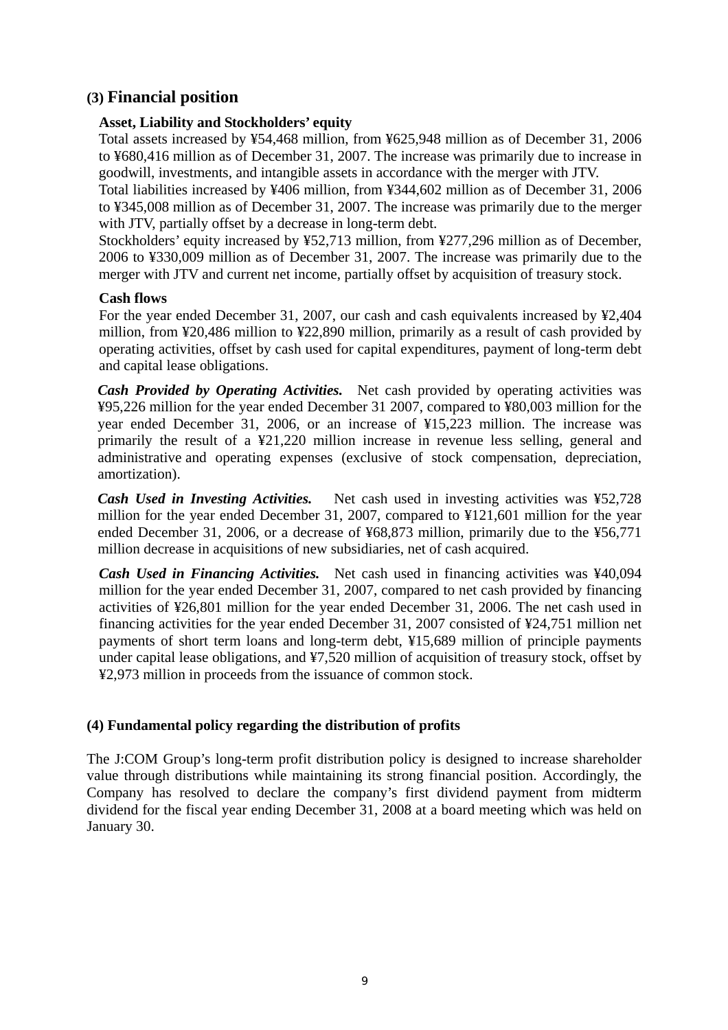## (3) Financial position

**Asset, Liability and Stockholders' equity**

Total assets increased by ¥54,468 million, from ¥625,948 million as of December 31, 2006 to ¥680,416 million as of December 31, 2007. The increase was primarily due to increase in goodwill, investments, and intangible assets in accordance with the merger with JTV.

Total liabilities increased by ¥406 million, from ¥344,602 million as of December 31, 2006 to ¥345,008 million as of December 31, 2007. The increase was primarily due to the merger with JTV, partially offset by a decrease in long-term debt.

Stockholders' equity increased by ¥52,713 million, from ¥277,296 million as of December, 2006 to ¥330,009 million as of December 31, 2007. The increase was primarily due to the merger with JTV and current net income, partially offset by acquisition of treasury stock.

**Cash flows**

For the year ended December 31, 2007, our cash and cash equivalents increased by ¥2,404 million, from ¥20,486 million to ¥22,890 million, primarily as a result of cash provided by operating activities, offset by cash used for capital expenditures, payment of long-term debt and capital lease obligations.

***Cash Provided by Operating Activities.*** Net cash provided by operating activities was ¥95,226 million for the year ended December 31 2007, compared to ¥80,003 million for the year ended December 31, 2006, or an increase of ¥15,223 million. The increase was primarily the result of a ¥21,220 million increase in revenue less selling, general and administrative and operating expenses (exclusive of stock compensation, depreciation, amortization).

***Cash Used in Investing Activities.*** Net cash used in investing activities was ¥52,728 million for the year ended December 31, 2007, compared to ¥121,601 million for the year ended December 31, 2006, or a decrease of ¥68,873 million, primarily due to the ¥56,771 million decrease in acquisitions of new subsidiaries, net of cash acquired.

***Cash Used in Financing Activities.*** Net cash used in financing activities was ¥40,094 million for the year ended December 31, 2007, compared to net cash provided by financing activities of ¥26,801 million for the year ended December 31, 2006. The net cash used in financing activities for the year ended December 31, 2007 consisted of ¥24,751 million net payments of short term loans and long-term debt, ¥15,689 million of principle payments under capital lease obligations, and ¥7,520 million of acquisition of treasury stock, offset by ¥2,973 million in proceeds from the issuance of common stock.

## (4) Fundamental policy regarding the distribution of profits

The J:COM Group's long-term profit distribution policy is designed to increase shareholder value through distributions while maintaining its strong financial position. Accordingly, the Company has resolved to declare the company's first dividend payment from midterm dividend for the fiscal year ending December 31, 2008 at a board meeting which was held on January 30.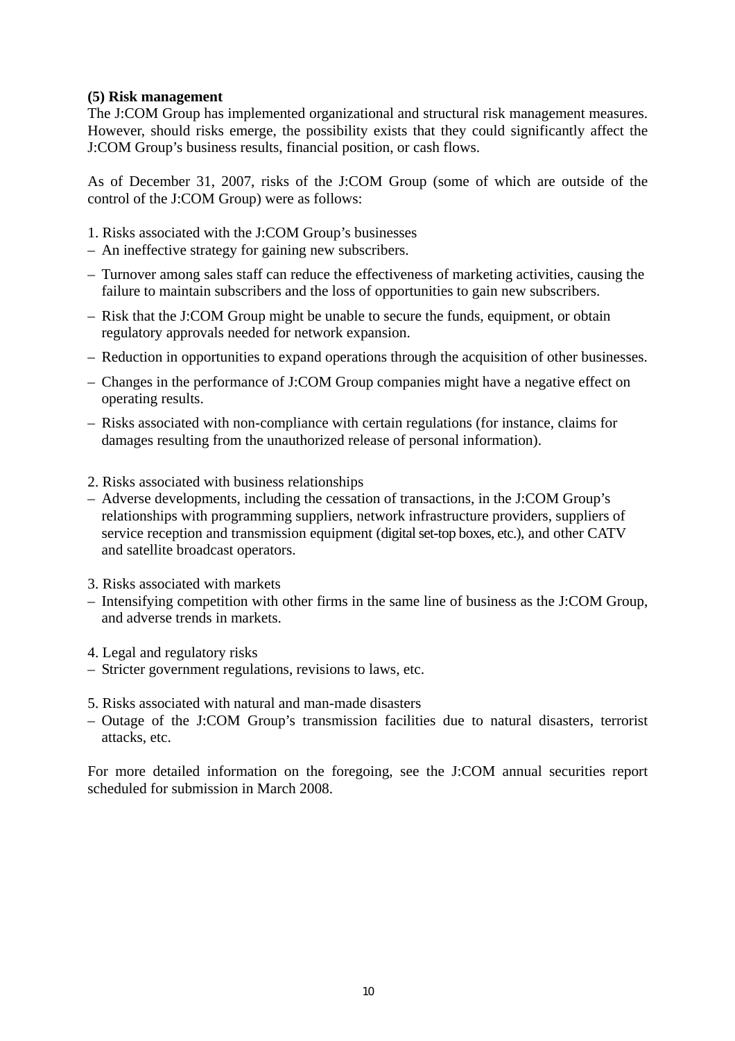**(5) Risk management**

The J:COM Group has implemented organizational and structural risk management measures. However, should risks emerge, the possibility exists that they could significantly affect the J:COM Group's business results, financial position, or cash flows.

As of December 31, 2007, risks of the J:COM Group (some of which are outside of the control of the J:COM Group) were as follows:

1. Risks associated with the J:COM Group's businesses
   - An ineffective strategy for gaining new subscribers.
   - Turnover among sales staff can reduce the effectiveness of marketing activities, causing the failure to maintain subscribers and the loss of opportunities to gain new subscribers.
   - Risk that the J:COM Group might be unable to secure the funds, equipment, or obtain regulatory approvals needed for network expansion.
   - Reduction in opportunities to expand operations through the acquisition of other businesses.
   - Changes in the performance of J:COM Group companies might have a negative effect on operating results.
   - Risks associated with non-compliance with certain regulations (for instance, claims for damages resulting from the unauthorized release of personal information).

2. Risks associated with business relationships
   - Adverse developments, including the cessation of transactions, in the J:COM Group's relationships with programming suppliers, network infrastructure providers, suppliers of service reception and transmission equipment (digital set-top boxes, etc.), and other CATV and satellite broadcast operators.

3. Risks associated with markets
   - Intensifying competition with other firms in the same line of business as the J:COM Group, and adverse trends in markets.

4. Legal and regulatory risks
   - Stricter government regulations, revisions to laws, etc.

5. Risks associated with natural and man-made disasters
   - Outage of the J:COM Group's transmission facilities due to natural disasters, terrorist attacks, etc.

For more detailed information on the foregoing, see the J:COM annual securities report scheduled for submission in March 2008.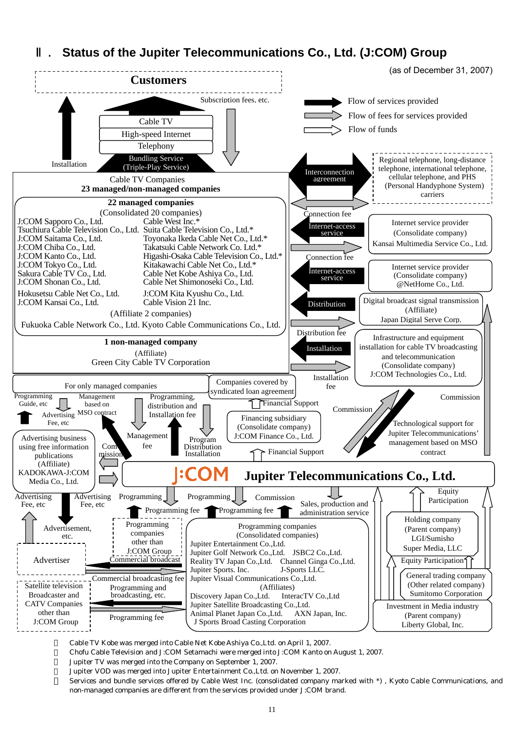## Ⅱ． Status of the Jupiter Telecommunications Co., Ltd. (J:COM) Group

(as of December 31, 2007)

**Customers**

Subscription fees, etc.

Installation

- Cable TV
- High-speed Internet
- Telephony
- Bundling Service (Triple-Play Service)

Legend:
- Flow of services provided
- Flow of fees for services provided
- Flow of funds

**Cable TV Companies**
**23 managed/non-managed companies**

**22 managed companies**
(Consolidated 20 companies)

J:COM Sapporo Co., Ltd.
Tsuchiura Cable Television Co., Ltd.
J:COM Saitama Co., Ltd.
J:COM Chiba Co., Ltd.
J:COM Kanto Co., Ltd.
J:COM Tokyo Co., Ltd.
Sakura Cable TV Co., Ltd.
J:COM Shonan Co., Ltd.
Hokusetsu Cable Net Co., Ltd.
J:COM Kansai Co., Ltd.
Cable West Inc.*
Suita Cable Television Co., Ltd.*
Toyonaka Ikeda Cable Net Co., Ltd.*
Takatsuki Cable Network Co. Ltd.*
Higashi-Osaka Cable Television Co., Ltd.*
Kitakawachi Cable Net Co., Ltd.*
Cable Net Kobe Ashiya Co., Ltd.
Cable Net Shimonoseki Co., Ltd.
J:COM Kita Kyushu Co., Ltd.
Cable Vision 21 Inc.

(Affiliate 2 companies)
Fukuoka Cable Network Co., Ltd. Kyoto Cable Communications Co., Ltd.

**1 non-managed company**
(Affiliate)
Green City Cable TV Corporation

Interconnection agreement — Regional telephone, long-distance telephone, international telephone, cellular telephone, and PHS (Personal Handyphone System) carriers

Connection fee / Internet-access service — Internet service provider (Consolidate company) Kansai Multimedia Service Co., Ltd.

Connection fee / Internet-access service — Internet service provider (Consolidate company) @NetHome Co., Ltd.

Distribution / Distribution fee — Digital broadcast signal transmission (Affiliate) Japan Digital Serve Corp.

Installation / Installation fee — Infrastructure and equipment installation for cable TV broadcasting and telecommunication (Consolidate company) J:COM Technologies Co., Ltd.

For only managed companies: Programming Guide, etc; Advertising Fee, etc; Management based on MSO contract; Programming, distribution and Installation fee; Management fee; Program Distribution Installation; Commission

Companies covered by syndicated loan agreement — Financial Support

Financing subsidiary (Consolidate company) J:COM Finance Co., Ltd. — Financial Support

Commission; Technological support for Jupiter Telecommunications' management based on MSO contract

Advertising business using free information publications (Affiliate) KADOKAWA-J:COM Media Co., Ltd. — Commission

**J:COM Jupiter Telecommunications Co., Ltd.**

Advertising Fee, etc; Advertisement, etc. — Advertiser

Programming; Programming fee — Programming companies other than J:COM Group; Commercial broadcast

Satellite television Broadcaster and CATV Companies other than J:COM Group — Commercial broadcasting fee; Programming and broadcasting, etc.; Programming fee

Programming; Programming fee; Commission; Sales, production and administration service

Programming companies
(Consolidated companies)
Jupiter Entertainment Co.,Ltd.
Jupiter Golf Network Co.,Ltd. JSBC2 Co.,Ltd.
Reality TV Japan Co.,Ltd. Channel Ginga Co.,Ltd.
Jupiter Sports. Inc. J-Sports LLC.
Jupiter Visual Communications Co.,Ltd.
(Affiliates)
Discovery Japan Co.,Ltd. InteracTV Co.,Ltd
Jupiter Satellite Broadcasting Co.,Ltd.
Animal Planet Japan Co.,Ltd. AXN Japan, Inc.
J Sports Broad Casting Corporation

Equity Participation

Holding company (Parent company) LGI/Sumisho Super Media, LLC

Equity Participation

General trading company (Other related company) Sumitomo Corporation

Investment in Media industry (Parent company) Liberty Global, Inc.

- Cable TV Kobe was merged into Cable Net Kobe Ashiya Co.,Ltd. on April 1, 2007.
- Chofu Cable Television and J:COM Setamachi were merged into J:COM Kanto on August 1, 2007.
- Jupiter TV was merged into the Company on September 1, 2007.
- Jupiter VOD was merged into Jupiter Entertainment Co.,Ltd. on November 1, 2007.
- Services and bundle services offered by Cable West Inc. (consolidated company marked with *) , Kyoto Cable Communications, and non-managed companies are different from the services provided under J:COM brand.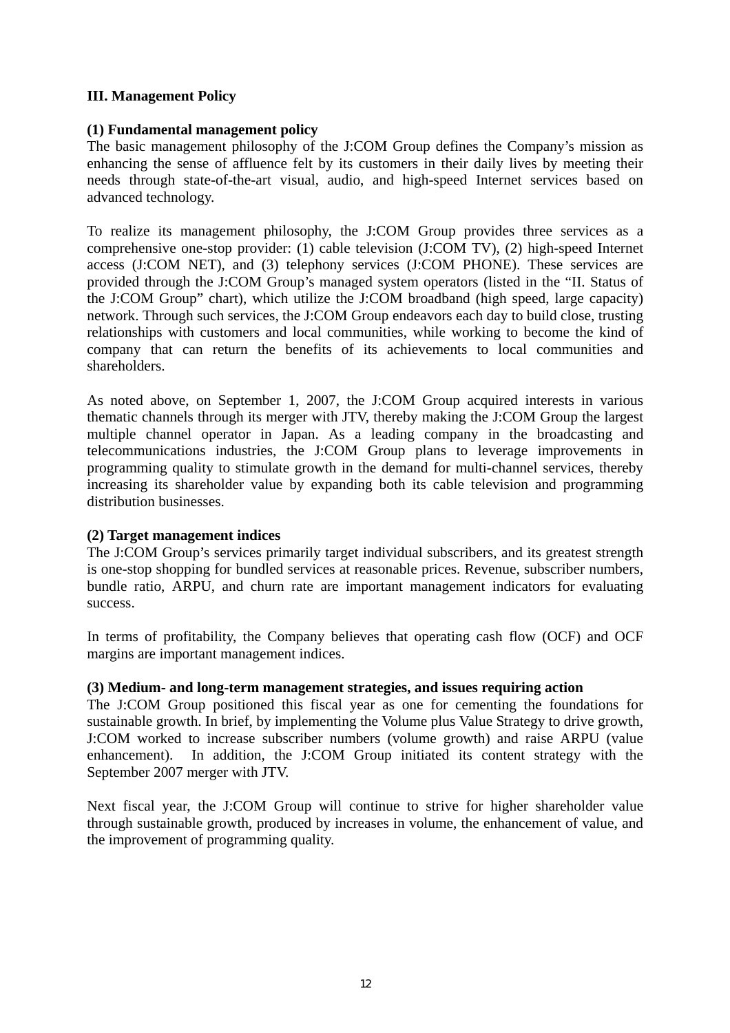## III. Management Policy

### (1) Fundamental management policy

The basic management philosophy of the J:COM Group defines the Company's mission as enhancing the sense of affluence felt by its customers in their daily lives by meeting their needs through state-of-the-art visual, audio, and high-speed Internet services based on advanced technology.

To realize its management philosophy, the J:COM Group provides three services as a comprehensive one-stop provider: (1) cable television (J:COM TV), (2) high-speed Internet access (J:COM NET), and (3) telephony services (J:COM PHONE). These services are provided through the J:COM Group's managed system operators (listed in the "II. Status of the J:COM Group" chart), which utilize the J:COM broadband (high speed, large capacity) network. Through such services, the J:COM Group endeavors each day to build close, trusting relationships with customers and local communities, while working to become the kind of company that can return the benefits of its achievements to local communities and shareholders.

As noted above, on September 1, 2007, the J:COM Group acquired interests in various thematic channels through its merger with JTV, thereby making the J:COM Group the largest multiple channel operator in Japan. As a leading company in the broadcasting and telecommunications industries, the J:COM Group plans to leverage improvements in programming quality to stimulate growth in the demand for multi-channel services, thereby increasing its shareholder value by expanding both its cable television and programming distribution businesses.

### (2) Target management indices

The J:COM Group's services primarily target individual subscribers, and its greatest strength is one-stop shopping for bundled services at reasonable prices. Revenue, subscriber numbers, bundle ratio, ARPU, and churn rate are important management indicators for evaluating success.

In terms of profitability, the Company believes that operating cash flow (OCF) and OCF margins are important management indices.

### (3) Medium- and long-term management strategies, and issues requiring action

The J:COM Group positioned this fiscal year as one for cementing the foundations for sustainable growth. In brief, by implementing the Volume plus Value Strategy to drive growth, J:COM worked to increase subscriber numbers (volume growth) and raise ARPU (value enhancement). In addition, the J:COM Group initiated its content strategy with the September 2007 merger with JTV.

Next fiscal year, the J:COM Group will continue to strive for higher shareholder value through sustainable growth, produced by increases in volume, the enhancement of value, and the improvement of programming quality.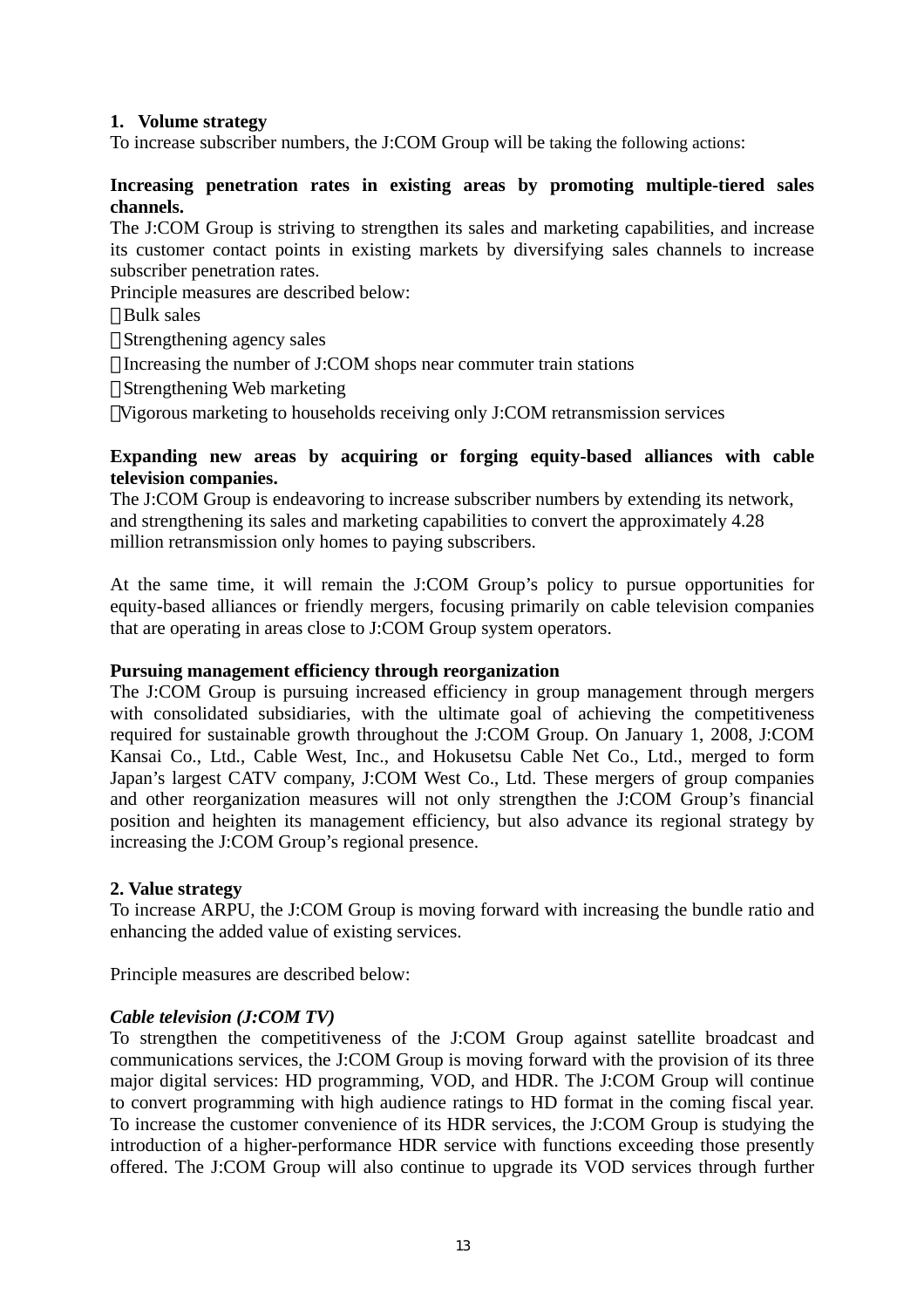**1. Volume strategy**

To increase subscriber numbers, the J:COM Group will be taking the following actions:

**Increasing penetration rates in existing areas by promoting multiple-tiered sales channels.**

The J:COM Group is striving to strengthen its sales and marketing capabilities, and increase its customer contact points in existing markets by diversifying sales channels to increase subscriber penetration rates.

Principle measures are described below:

・Bulk sales

・Strengthening agency sales

・Increasing the number of J:COM shops near commuter train stations

・Strengthening Web marketing

・Vigorous marketing to households receiving only J:COM retransmission services

**Expanding new areas by acquiring or forging equity-based alliances with cable television companies.**

The J:COM Group is endeavoring to increase subscriber numbers by extending its network, and strengthening its sales and marketing capabilities to convert the approximately 4.28 million retransmission only homes to paying subscribers.

At the same time, it will remain the J:COM Group's policy to pursue opportunities for equity-based alliances or friendly mergers, focusing primarily on cable television companies that are operating in areas close to J:COM Group system operators.

**Pursuing management efficiency through reorganization**

The J:COM Group is pursuing increased efficiency in group management through mergers with consolidated subsidiaries, with the ultimate goal of achieving the competitiveness required for sustainable growth throughout the J:COM Group. On January 1, 2008, J:COM Kansai Co., Ltd., Cable West, Inc., and Hokusetsu Cable Net Co., Ltd., merged to form Japan's largest CATV company, J:COM West Co., Ltd. These mergers of group companies and other reorganization measures will not only strengthen the J:COM Group's financial position and heighten its management efficiency, but also advance its regional strategy by increasing the J:COM Group's regional presence.

**2. Value strategy**

To increase ARPU, the J:COM Group is moving forward with increasing the bundle ratio and enhancing the added value of existing services.

Principle measures are described below:

***Cable television (J:COM TV)***

To strengthen the competitiveness of the J:COM Group against satellite broadcast and communications services, the J:COM Group is moving forward with the provision of its three major digital services: HD programming, VOD, and HDR. The J:COM Group will continue to convert programming with high audience ratings to HD format in the coming fiscal year. To increase the customer convenience of its HDR services, the J:COM Group is studying the introduction of a higher-performance HDR service with functions exceeding those presently offered. The J:COM Group will also continue to upgrade its VOD services through further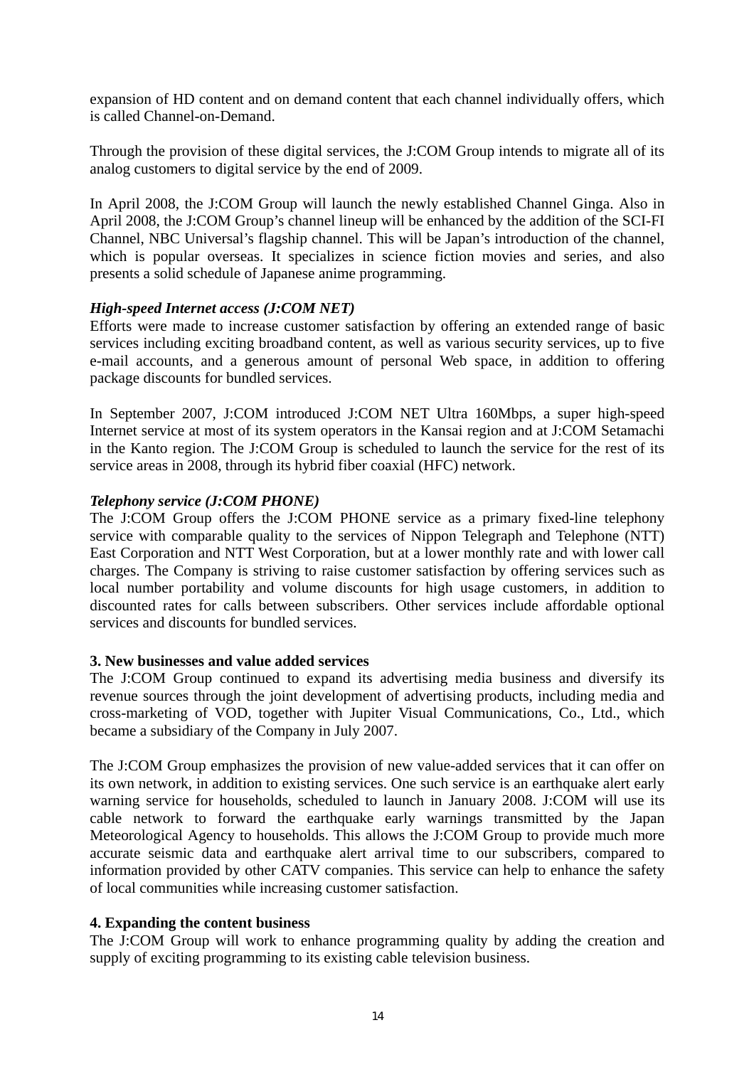expansion of HD content and on demand content that each channel individually offers, which is called Channel-on-Demand.

Through the provision of these digital services, the J:COM Group intends to migrate all of its analog customers to digital service by the end of 2009.

In April 2008, the J:COM Group will launch the newly established Channel Ginga. Also in April 2008, the J:COM Group's channel lineup will be enhanced by the addition of the SCI-FI Channel, NBC Universal's flagship channel. This will be Japan's introduction of the channel, which is popular overseas. It specializes in science fiction movies and series, and also presents a solid schedule of Japanese anime programming.

***High-speed Internet access (J:COM NET)***

Efforts were made to increase customer satisfaction by offering an extended range of basic services including exciting broadband content, as well as various security services, up to five e-mail accounts, and a generous amount of personal Web space, in addition to offering package discounts for bundled services.

In September 2007, J:COM introduced J:COM NET Ultra 160Mbps, a super high-speed Internet service at most of its system operators in the Kansai region and at J:COM Setamachi in the Kanto region. The J:COM Group is scheduled to launch the service for the rest of its service areas in 2008, through its hybrid fiber coaxial (HFC) network.

***Telephony service (J:COM PHONE)***

The J:COM Group offers the J:COM PHONE service as a primary fixed-line telephony service with comparable quality to the services of Nippon Telegraph and Telephone (NTT) East Corporation and NTT West Corporation, but at a lower monthly rate and with lower call charges. The Company is striving to raise customer satisfaction by offering services such as local number portability and volume discounts for high usage customers, in addition to discounted rates for calls between subscribers. Other services include affordable optional services and discounts for bundled services.

**3. New businesses and value added services**

The J:COM Group continued to expand its advertising media business and diversify its revenue sources through the joint development of advertising products, including media and cross-marketing of VOD, together with Jupiter Visual Communications, Co., Ltd., which became a subsidiary of the Company in July 2007.

The J:COM Group emphasizes the provision of new value-added services that it can offer on its own network, in addition to existing services. One such service is an earthquake alert early warning service for households, scheduled to launch in January 2008. J:COM will use its cable network to forward the earthquake early warnings transmitted by the Japan Meteorological Agency to households. This allows the J:COM Group to provide much more accurate seismic data and earthquake alert arrival time to our subscribers, compared to information provided by other CATV companies. This service can help to enhance the safety of local communities while increasing customer satisfaction.

**4. Expanding the content business**

The J:COM Group will work to enhance programming quality by adding the creation and supply of exciting programming to its existing cable television business.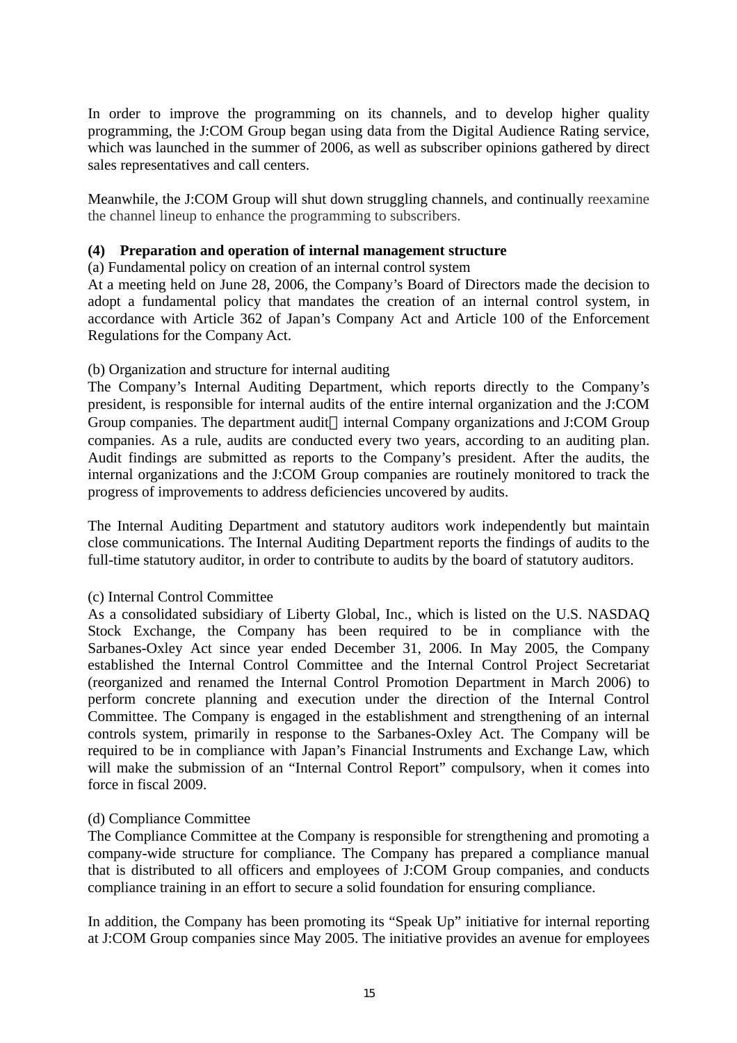In order to improve the programming on its channels, and to develop higher quality programming, the J:COM Group began using data from the Digital Audience Rating service, which was launched in the summer of 2006, as well as subscriber opinions gathered by direct sales representatives and call centers.

Meanwhile, the J:COM Group will shut down struggling channels, and continually reexamine the channel lineup to enhance the programming to subscribers.

**(4) Preparation and operation of internal management structure**

(a) Fundamental policy on creation of an internal control system

At a meeting held on June 28, 2006, the Company's Board of Directors made the decision to adopt a fundamental policy that mandates the creation of an internal control system, in accordance with Article 362 of Japan's Company Act and Article 100 of the Enforcement Regulations for the Company Act.

(b) Organization and structure for internal auditing

The Company's Internal Auditing Department, which reports directly to the Company's president, is responsible for internal audits of the entire internal organization and the J:COM Group companies. The department audit internal Company organizations and J:COM Group companies. As a rule, audits are conducted every two years, according to an auditing plan. Audit findings are submitted as reports to the Company's president. After the audits, the internal organizations and the J:COM Group companies are routinely monitored to track the progress of improvements to address deficiencies uncovered by audits.

The Internal Auditing Department and statutory auditors work independently but maintain close communications. The Internal Auditing Department reports the findings of audits to the full-time statutory auditor, in order to contribute to audits by the board of statutory auditors.

(c) Internal Control Committee

As a consolidated subsidiary of Liberty Global, Inc., which is listed on the U.S. NASDAQ Stock Exchange, the Company has been required to be in compliance with the Sarbanes-Oxley Act since year ended December 31, 2006. In May 2005, the Company established the Internal Control Committee and the Internal Control Project Secretariat (reorganized and renamed the Internal Control Promotion Department in March 2006) to perform concrete planning and execution under the direction of the Internal Control Committee. The Company is engaged in the establishment and strengthening of an internal controls system, primarily in response to the Sarbanes-Oxley Act. The Company will be required to be in compliance with Japan's Financial Instruments and Exchange Law, which will make the submission of an "Internal Control Report" compulsory, when it comes into force in fiscal 2009.

(d) Compliance Committee

The Compliance Committee at the Company is responsible for strengthening and promoting a company-wide structure for compliance. The Company has prepared a compliance manual that is distributed to all officers and employees of J:COM Group companies, and conducts compliance training in an effort to secure a solid foundation for ensuring compliance.

In addition, the Company has been promoting its "Speak Up" initiative for internal reporting at J:COM Group companies since May 2005. The initiative provides an avenue for employees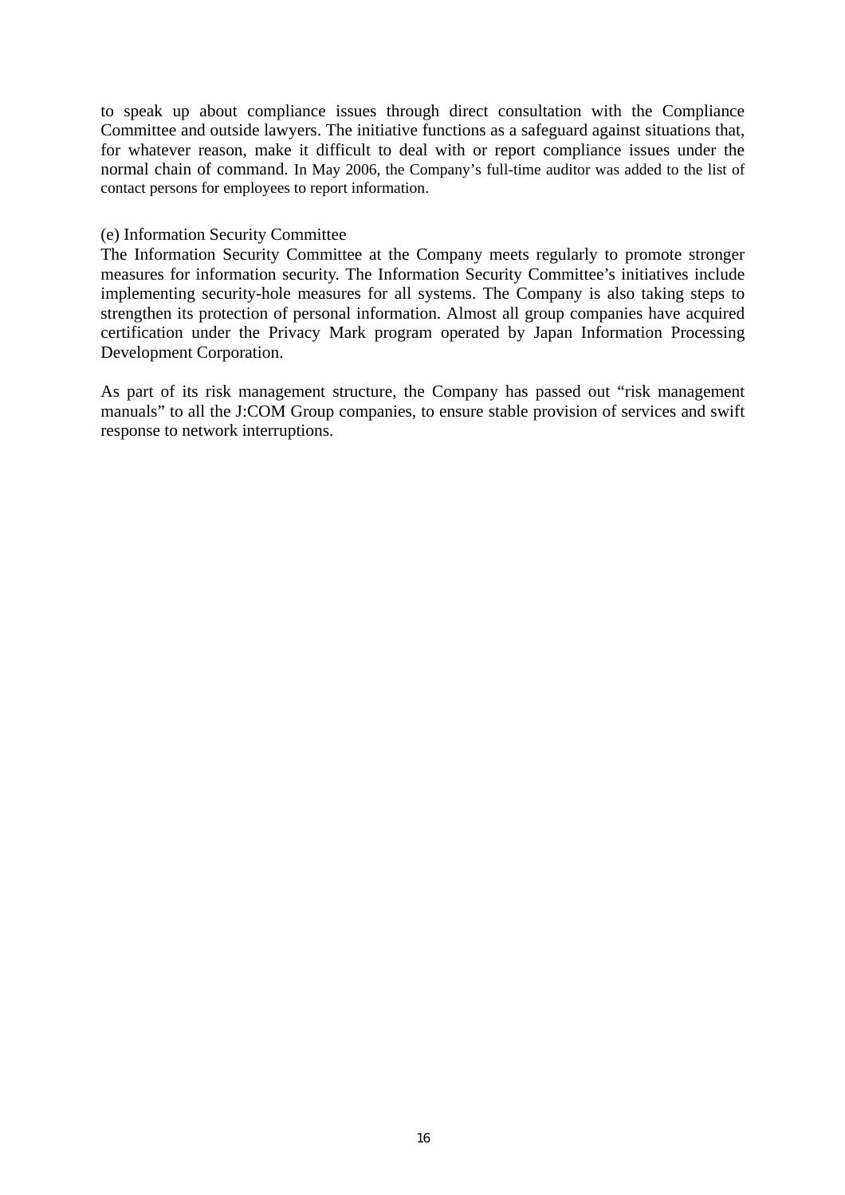to speak up about compliance issues through direct consultation with the Compliance Committee and outside lawyers. The initiative functions as a safeguard against situations that, for whatever reason, make it difficult to deal with or report compliance issues under the normal chain of command. In May 2006, the Company's full-time auditor was added to the list of contact persons for employees to report information.

(e) Information Security Committee

The Information Security Committee at the Company meets regularly to promote stronger measures for information security. The Information Security Committee's initiatives include implementing security-hole measures for all systems. The Company is also taking steps to strengthen its protection of personal information. Almost all group companies have acquired certification under the Privacy Mark program operated by Japan Information Processing Development Corporation.

As part of its risk management structure, the Company has passed out "risk management manuals" to all the J:COM Group companies, to ensure stable provision of services and swift response to network interruptions.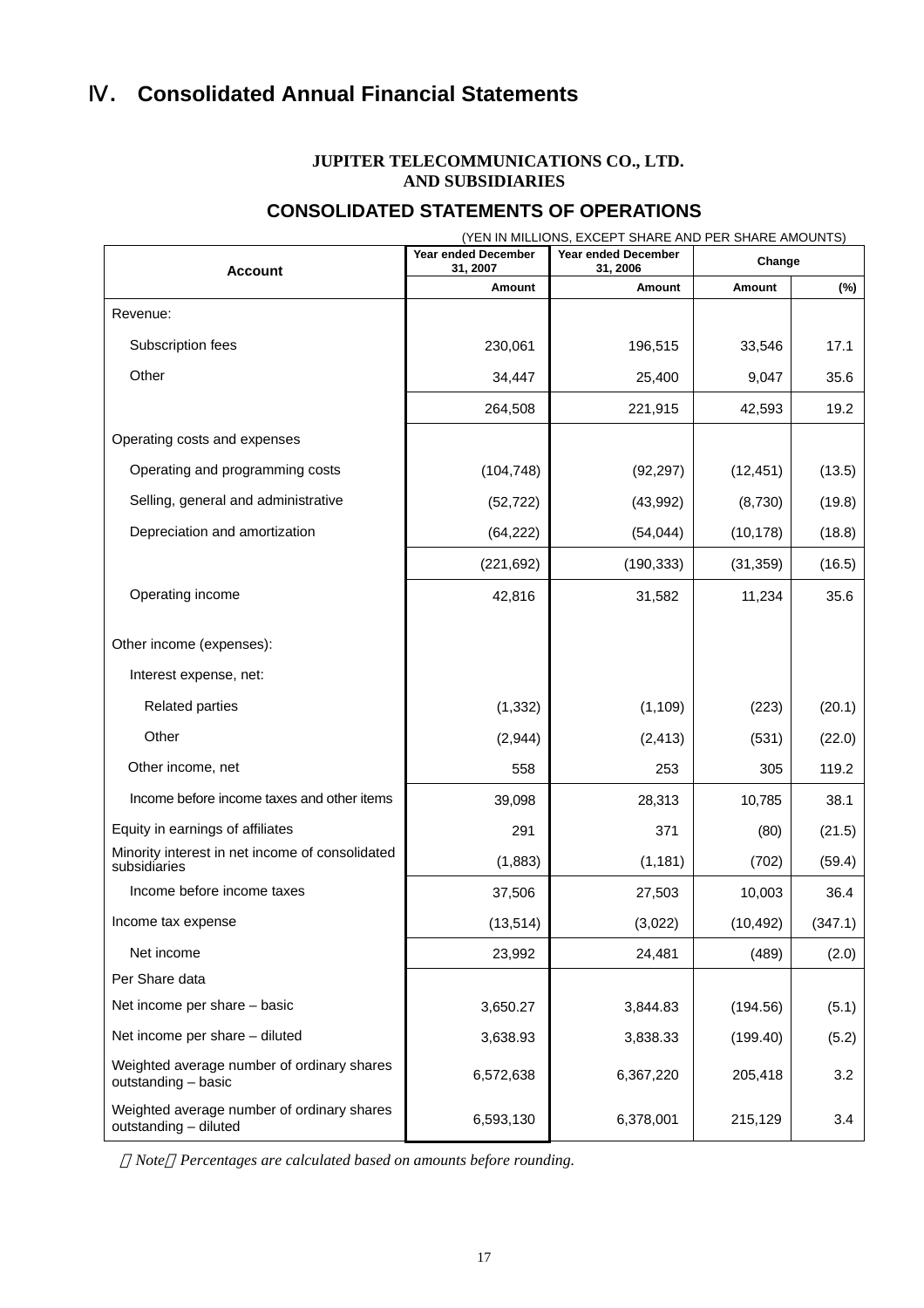# Ⅳ. Consolidated Annual Financial Statements

**JUPITER TELECOMMUNICATIONS CO., LTD.**
**AND SUBSIDIARIES**

## CONSOLIDATED STATEMENTS OF OPERATIONS

(YEN IN MILLIONS, EXCEPT SHARE AND PER SHARE AMOUNTS)

| Account | Year ended December 31, 2007 | Year ended December 31, 2006 | Change | |
|---|---|---|---|---|
| | Amount | Amount | Amount | (%) |
| Revenue: | | | | |
| Subscription fees | 230,061 | 196,515 | 33,546 | 17.1 |
| Other | 34,447 | 25,400 | 9,047 | 35.6 |
| | 264,508 | 221,915 | 42,593 | 19.2 |
| Operating costs and expenses | | | | |
| Operating and programming costs | (104,748) | (92,297) | (12,451) | (13.5) |
| Selling, general and administrative | (52,722) | (43,992) | (8,730) | (19.8) |
| Depreciation and amortization | (64,222) | (54,044) | (10,178) | (18.8) |
| | (221,692) | (190,333) | (31,359) | (16.5) |
| Operating income | 42,816 | 31,582 | 11,234 | 35.6 |
| Other income (expenses): | | | | |
| Interest expense, net: | | | | |
| Related parties | (1,332) | (1,109) | (223) | (20.1) |
| Other | (2,944) | (2,413) | (531) | (22.0) |
| Other income, net | 558 | 253 | 305 | 119.2 |
| Income before income taxes and other items | 39,098 | 28,313 | 10,785 | 38.1 |
| Equity in earnings of affiliates | 291 | 371 | (80) | (21.5) |
| Minority interest in net income of consolidated subsidiaries | (1,883) | (1,181) | (702) | (59.4) |
| Income before income taxes | 37,506 | 27,503 | 10,003 | 36.4 |
| Income tax expense | (13,514) | (3,022) | (10,492) | (347.1) |
| Net income | 23,992 | 24,481 | (489) | (2.0) |
| Per Share data | | | | |
| Net income per share – basic | 3,650.27 | 3,844.83 | (194.56) | (5.1) |
| Net income per share – diluted | 3,638.93 | 3,838.33 | (199.40) | (5.2) |
| Weighted average number of ordinary shares outstanding – basic | 6,572,638 | 6,367,220 | 205,418 | 3.2 |
| Weighted average number of ordinary shares outstanding – diluted | 6,593,130 | 6,378,001 | 215,129 | 3.4 |

*（Note）Percentages are calculated based on amounts before rounding.*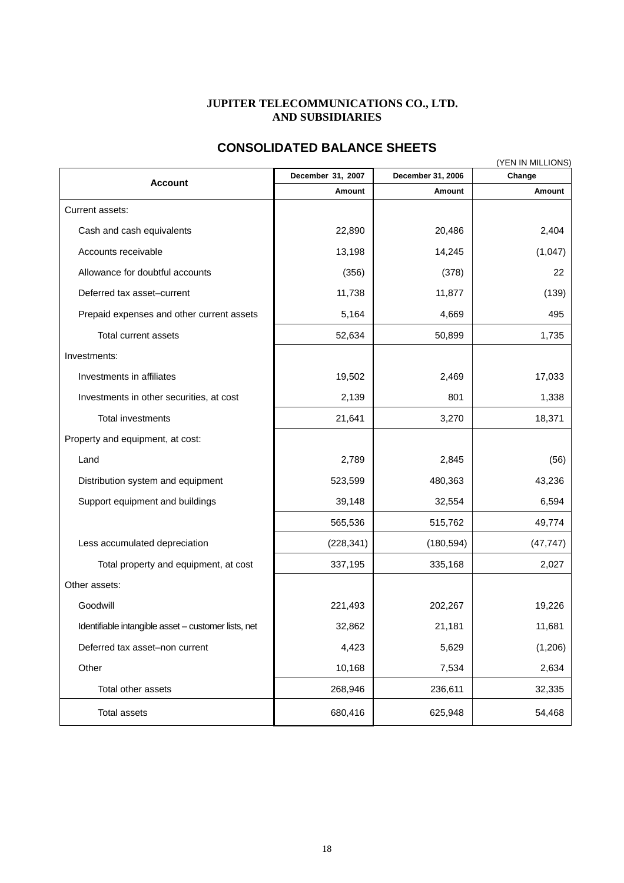**JUPITER TELECOMMUNICATIONS CO., LTD.**
**AND SUBSIDIARIES**

## CONSOLIDATED BALANCE SHEETS

(YEN IN MILLIONS)

| Account | December 31, 2007 | December 31, 2006 | Change |
|---|---|---|---|
| | Amount | Amount | Amount |
| Current assets: | | | |
| Cash and cash equivalents | 22,890 | 20,486 | 2,404 |
| Accounts receivable | 13,198 | 14,245 | (1,047) |
| Allowance for doubtful accounts | (356) | (378) | 22 |
| Deferred tax asset–current | 11,738 | 11,877 | (139) |
| Prepaid expenses and other current assets | 5,164 | 4,669 | 495 |
| Total current assets | 52,634 | 50,899 | 1,735 |
| Investments: | | | |
| Investments in affiliates | 19,502 | 2,469 | 17,033 |
| Investments in other securities, at cost | 2,139 | 801 | 1,338 |
| Total investments | 21,641 | 3,270 | 18,371 |
| Property and equipment, at cost: | | | |
| Land | 2,789 | 2,845 | (56) |
| Distribution system and equipment | 523,599 | 480,363 | 43,236 |
| Support equipment and buildings | 39,148 | 32,554 | 6,594 |
| | 565,536 | 515,762 | 49,774 |
| Less accumulated depreciation | (228,341) | (180,594) | (47,747) |
| Total property and equipment, at cost | 337,195 | 335,168 | 2,027 |
| Other assets: | | | |
| Goodwill | 221,493 | 202,267 | 19,226 |
| Identifiable intangible asset – customer lists, net | 32,862 | 21,181 | 11,681 |
| Deferred tax asset–non current | 4,423 | 5,629 | (1,206) |
| Other | 10,168 | 7,534 | 2,634 |
| Total other assets | 268,946 | 236,611 | 32,335 |
| Total assets | 680,416 | 625,948 | 54,468 |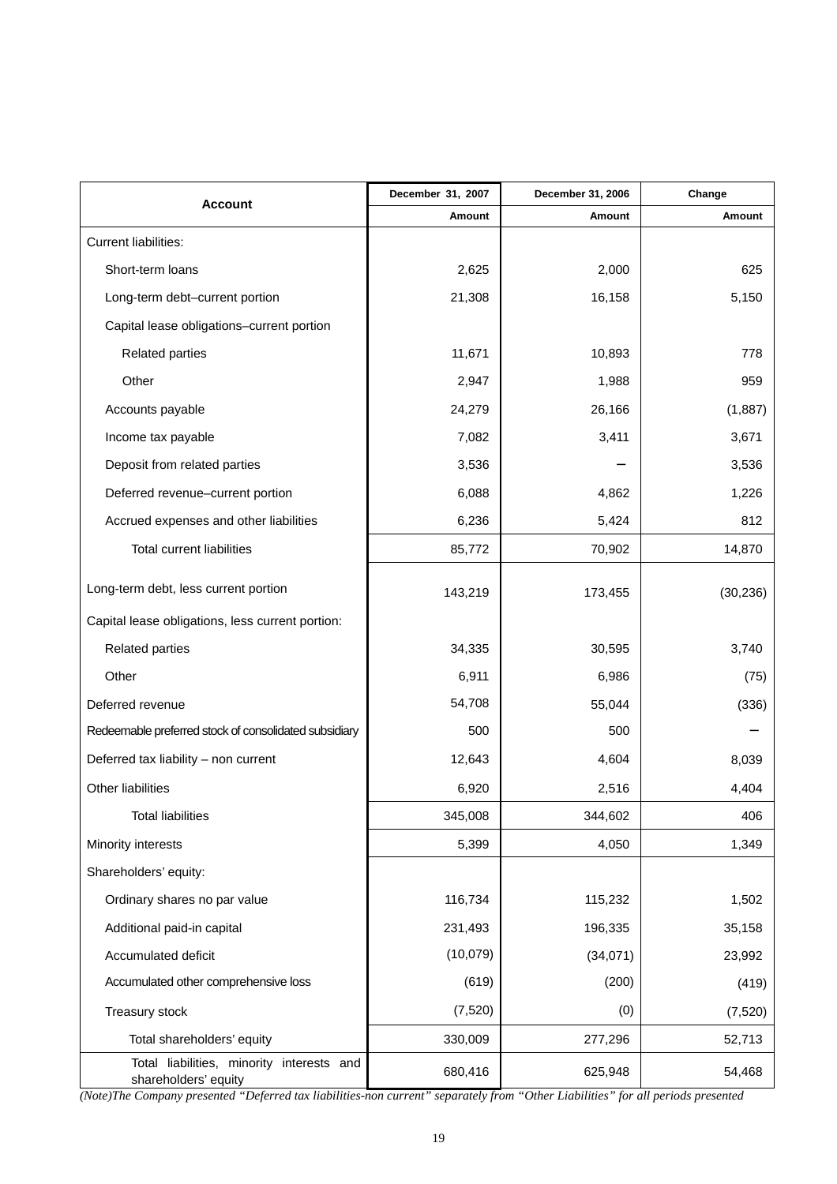| Account | December 31, 2007 | December 31, 2006 | Change |
|---|---|---|---|
| | Amount | Amount | Amount |
| Current liabilities: | | | |
| Short-term loans | 2,625 | 2,000 | 625 |
| Long-term debt–current portion | 21,308 | 16,158 | 5,150 |
| Capital lease obligations–current portion | | | |
| Related parties | 11,671 | 10,893 | 778 |
| Other | 2,947 | 1,988 | 959 |
| Accounts payable | 24,279 | 26,166 | (1,887) |
| Income tax payable | 7,082 | 3,411 | 3,671 |
| Deposit from related parties | 3,536 | – | 3,536 |
| Deferred revenue–current portion | 6,088 | 4,862 | 1,226 |
| Accrued expenses and other liabilities | 6,236 | 5,424 | 812 |
| Total current liabilities | 85,772 | 70,902 | 14,870 |
| Long-term debt, less current portion | 143,219 | 173,455 | (30,236) |
| Capital lease obligations, less current portion: | | | |
| Related parties | 34,335 | 30,595 | 3,740 |
| Other | 6,911 | 6,986 | (75) |
| Deferred revenue | 54,708 | 55,044 | (336) |
| Redeemable preferred stock of consolidated subsidiary | 500 | 500 | – |
| Deferred tax liability – non current | 12,643 | 4,604 | 8,039 |
| Other liabilities | 6,920 | 2,516 | 4,404 |
| Total liabilities | 345,008 | 344,602 | 406 |
| Minority interests | 5,399 | 4,050 | 1,349 |
| Shareholders' equity: | | | |
| Ordinary shares no par value | 116,734 | 115,232 | 1,502 |
| Additional paid-in capital | 231,493 | 196,335 | 35,158 |
| Accumulated deficit | (10,079) | (34,071) | 23,992 |
| Accumulated other comprehensive loss | (619) | (200) | (419) |
| Treasury stock | (7,520) | (0) | (7,520) |
| Total shareholders' equity | 330,009 | 277,296 | 52,713 |
| Total liabilities, minority interests and shareholders' equity | 680,416 | 625,948 | 54,468 |

*(Note)The Company presented "Deferred tax liabilities-non current" separately from "Other Liabilities" for all periods presented*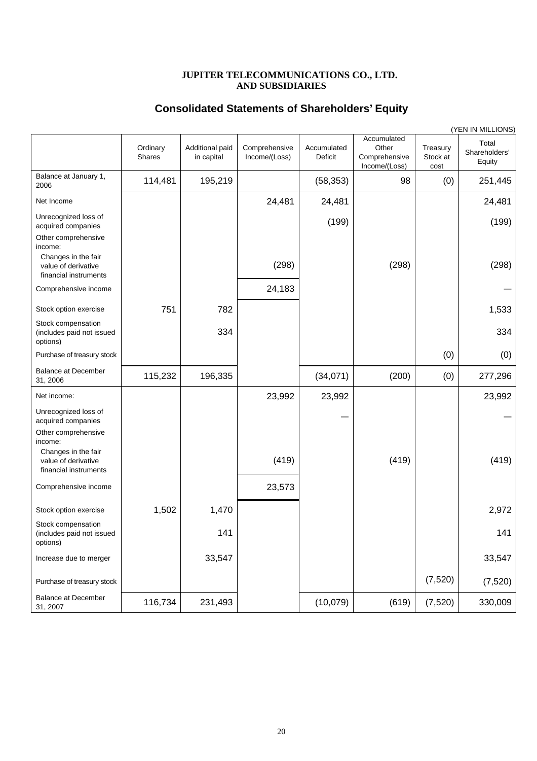**JUPITER TELECOMMUNICATIONS CO., LTD.**
**AND SUBSIDIARIES**

## Consolidated Statements of Shareholders' Equity

(YEN IN MILLIONS)

| | Ordinary Shares | Additional paid in capital | Comprehensive Income/(Loss) | Accumulated Deficit | Accumulated Other Comprehensive Income/(Loss) | Treasury Stock at cost | Total Shareholders' Equity |
|---|---|---|---|---|---|---|---|
| Balance at January 1, 2006 | 114,481 | 195,219 | | (58,353) | 98 | (0) | 251,445 |
| Net Income | | | 24,481 | 24,481 | | | 24,481 |
| Unrecognized loss of acquired companies | | | | (199) | | | (199) |
| Other comprehensive income: | | | | | | | |
| Changes in the fair value of derivative financial instruments | | | (298) | | (298) | | (298) |
| Comprehensive income | | | 24,183 | | | | — |
| Stock option exercise | 751 | 782 | | | | | 1,533 |
| Stock compensation (includes paid not issued options) | | 334 | | | | | 334 |
| Purchase of treasury stock | | | | | | (0) | (0) |
| Balance at December 31, 2006 | 115,232 | 196,335 | | (34,071) | (200) | (0) | 277,296 |
| Net income: | | | 23,992 | 23,992 | | | 23,992 |
| Unrecognized loss of acquired companies | | | | — | | | — |
| Other comprehensive income: | | | | | | | |
| Changes in the fair value of derivative financial instruments | | | (419) | | (419) | | (419) |
| Comprehensive income | | | 23,573 | | | | |
| Stock option exercise | 1,502 | 1,470 | | | | | 2,972 |
| Stock compensation (includes paid not issued options) | | 141 | | | | | 141 |
| Increase due to merger | | 33,547 | | | | | 33,547 |
| Purchase of treasury stock | | | | | | (7,520) | (7,520) |
| Balance at December 31, 2007 | 116,734 | 231,493 | | (10,079) | (619) | (7,520) | 330,009 |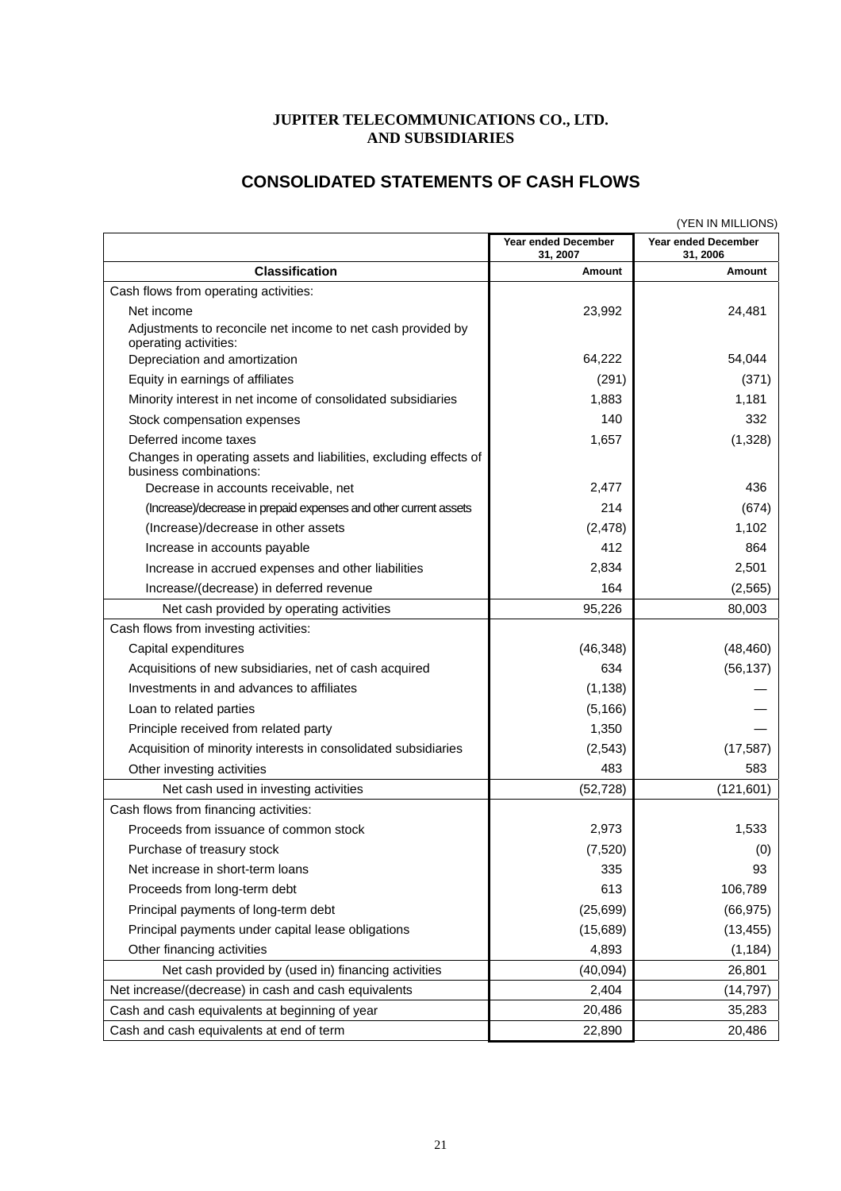**JUPITER TELECOMMUNICATIONS CO., LTD.**
**AND SUBSIDIARIES**

## CONSOLIDATED STATEMENTS OF CASH FLOWS

(YEN IN MILLIONS)

| Classification | Year ended December 31, 2007<br>Amount | Year ended December 31, 2006<br>Amount |
|---|---|---|
| Cash flows from operating activities: | | |
| Net income | 23,992 | 24,481 |
| Adjustments to reconcile net income to net cash provided by operating activities: | | |
| Depreciation and amortization | 64,222 | 54,044 |
| Equity in earnings of affiliates | (291) | (371) |
| Minority interest in net income of consolidated subsidiaries | 1,883 | 1,181 |
| Stock compensation expenses | 140 | 332 |
| Deferred income taxes | 1,657 | (1,328) |
| Changes in operating assets and liabilities, excluding effects of business combinations: | | |
| Decrease in accounts receivable, net | 2,477 | 436 |
| (Increase)/decrease in prepaid expenses and other current assets | 214 | (674) |
| (Increase)/decrease in other assets | (2,478) | 1,102 |
| Increase in accounts payable | 412 | 864 |
| Increase in accrued expenses and other liabilities | 2,834 | 2,501 |
| Increase/(decrease) in deferred revenue | 164 | (2,565) |
| Net cash provided by operating activities | 95,226 | 80,003 |
| Cash flows from investing activities: | | |
| Capital expenditures | (46,348) | (48,460) |
| Acquisitions of new subsidiaries, net of cash acquired | 634 | (56,137) |
| Investments in and advances to affiliates | (1,138) | — |
| Loan to related parties | (5,166) | — |
| Principle received from related party | 1,350 | — |
| Acquisition of minority interests in consolidated subsidiaries | (2,543) | (17,587) |
| Other investing activities | 483 | 583 |
| Net cash used in investing activities | (52,728) | (121,601) |
| Cash flows from financing activities: | | |
| Proceeds from issuance of common stock | 2,973 | 1,533 |
| Purchase of treasury stock | (7,520) | (0) |
| Net increase in short-term loans | 335 | 93 |
| Proceeds from long-term debt | 613 | 106,789 |
| Principal payments of long-term debt | (25,699) | (66,975) |
| Principal payments under capital lease obligations | (15,689) | (13,455) |
| Other financing activities | 4,893 | (1,184) |
| Net cash provided by (used in) financing activities | (40,094) | 26,801 |
| Net increase/(decrease) in cash and cash equivalents | 2,404 | (14,797) |
| Cash and cash equivalents at beginning of year | 20,486 | 35,283 |
| Cash and cash equivalents at end of term | 22,890 | 20,486 |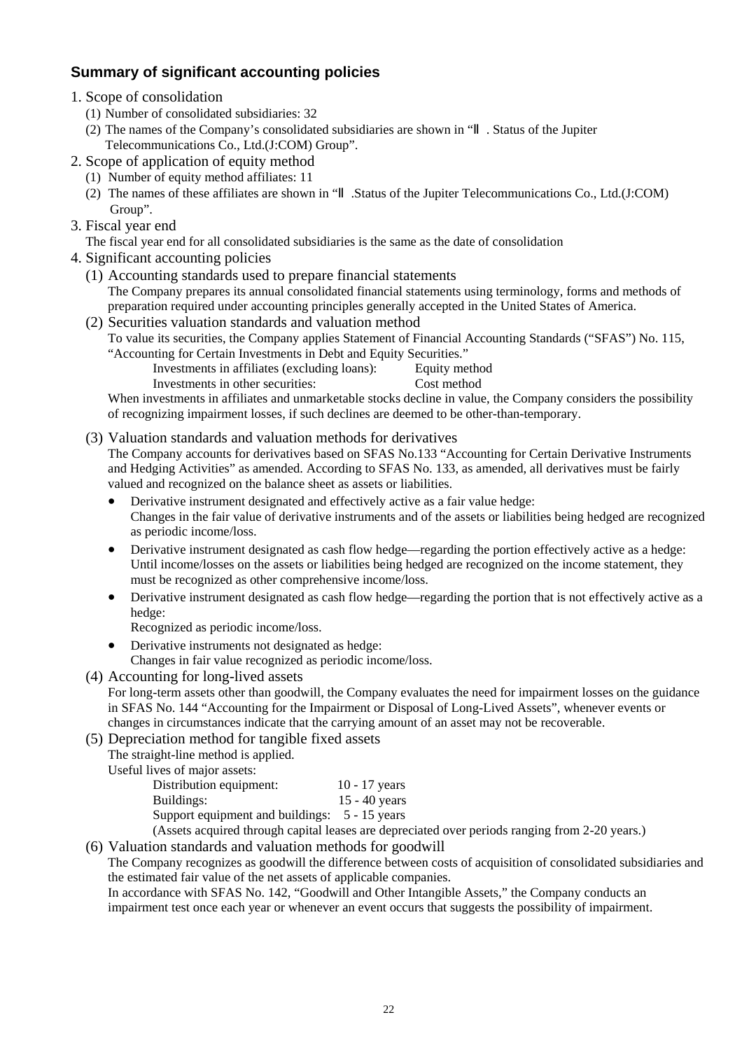## Summary of significant accounting policies

1. Scope of consolidation
   (1) Number of consolidated subsidiaries: 32
   (2) The names of the Company's consolidated subsidiaries are shown in "Ⅱ. Status of the Jupiter Telecommunications Co., Ltd.(J:COM) Group".
2. Scope of application of equity method
   (1) Number of equity method affiliates: 11
   (2) The names of these affiliates are shown in "Ⅱ.Status of the Jupiter Telecommunications Co., Ltd.(J:COM) Group".
3. Fiscal year end
   The fiscal year end for all consolidated subsidiaries is the same as the date of consolidation
4. Significant accounting policies
   (1) Accounting standards used to prepare financial statements
   The Company prepares its annual consolidated financial statements using terminology, forms and methods of preparation required under accounting principles generally accepted in the United States of America.
   (2) Securities valuation standards and valuation method
   To value its securities, the Company applies Statement of Financial Accounting Standards ("SFAS") No. 115, "Accounting for Certain Investments in Debt and Equity Securities."

   | | |
   |---|---|
   | Investments in affiliates (excluding loans): | Equity method |
   | Investments in other securities: | Cost method |

   When investments in affiliates and unmarketable stocks decline in value, the Company considers the possibility of recognizing impairment losses, if such declines are deemed to be other-than-temporary.
   (3) Valuation standards and valuation methods for derivatives
   The Company accounts for derivatives based on SFAS No.133 "Accounting for Certain Derivative Instruments and Hedging Activities" as amended. According to SFAS No. 133, as amended, all derivatives must be fairly valued and recognized on the balance sheet as assets or liabilities.
   - Derivative instrument designated and effectively active as a fair value hedge:
     Changes in the fair value of derivative instruments and of the assets or liabilities being hedged are recognized as periodic income/loss.
   - Derivative instrument designated as cash flow hedge—regarding the portion effectively active as a hedge:
     Until income/losses on the assets or liabilities being hedged are recognized on the income statement, they must be recognized as other comprehensive income/loss.
   - Derivative instrument designated as cash flow hedge—regarding the portion that is not effectively active as a hedge:
     Recognized as periodic income/loss.
   - Derivative instruments not designated as hedge:
     Changes in fair value recognized as periodic income/loss.

   (4) Accounting for long-lived assets
   For long-term assets other than goodwill, the Company evaluates the need for impairment losses on the guidance in SFAS No. 144 "Accounting for the Impairment or Disposal of Long-Lived Assets", whenever events or changes in circumstances indicate that the carrying amount of an asset may not be recoverable.
   (5) Depreciation method for tangible fixed assets
   The straight-line method is applied.
   Useful lives of major assets:

   | | |
   |---|---|
   | Distribution equipment: | 10 - 17 years |
   | Buildings: | 15 - 40 years |
   | Support equipment and buildings: | 5 - 15 years |

   (Assets acquired through capital leases are depreciated over periods ranging from 2-20 years.)
   (6) Valuation standards and valuation methods for goodwill
   The Company recognizes as goodwill the difference between costs of acquisition of consolidated subsidiaries and the estimated fair value of the net assets of applicable companies.
   In accordance with SFAS No. 142, "Goodwill and Other Intangible Assets," the Company conducts an impairment test once each year or whenever an event occurs that suggests the possibility of impairment.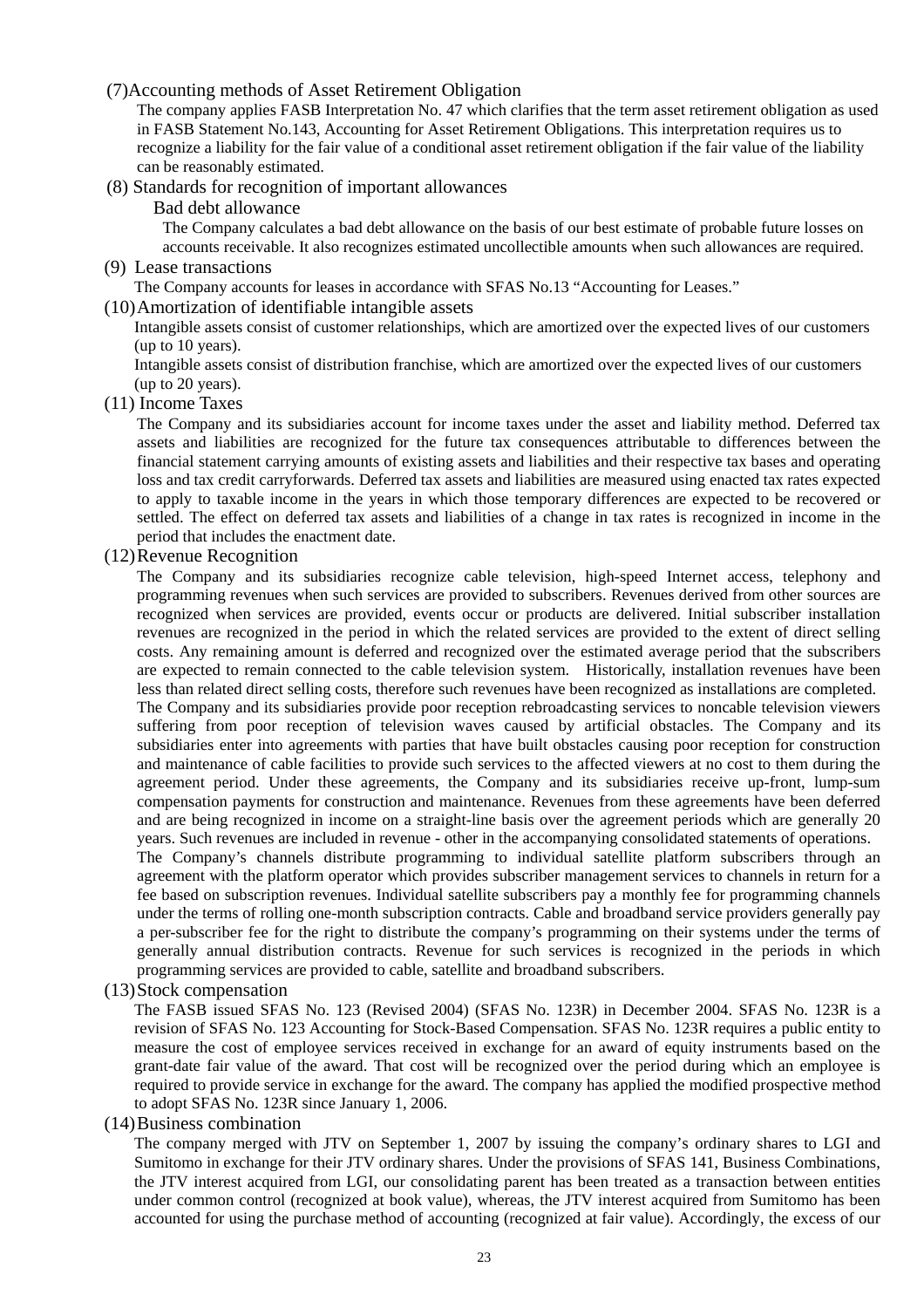### (7) Accounting methods of Asset Retirement Obligation

The company applies FASB Interpretation No. 47 which clarifies that the term asset retirement obligation as used in FASB Statement No.143, Accounting for Asset Retirement Obligations. This interpretation requires us to recognize a liability for the fair value of a conditional asset retirement obligation if the fair value of the liability can be reasonably estimated.

### (8) Standards for recognition of important allowances

Bad debt allowance

The Company calculates a bad debt allowance on the basis of our best estimate of probable future losses on accounts receivable. It also recognizes estimated uncollectible amounts when such allowances are required.

### (9) Lease transactions

The Company accounts for leases in accordance with SFAS No.13 "Accounting for Leases."

### (10) Amortization of identifiable intangible assets

Intangible assets consist of customer relationships, which are amortized over the expected lives of our customers (up to 10 years).

Intangible assets consist of distribution franchise, which are amortized over the expected lives of our customers (up to 20 years).

### (11) Income Taxes

The Company and its subsidiaries account for income taxes under the asset and liability method. Deferred tax assets and liabilities are recognized for the future tax consequences attributable to differences between the financial statement carrying amounts of existing assets and liabilities and their respective tax bases and operating loss and tax credit carryforwards. Deferred tax assets and liabilities are measured using enacted tax rates expected to apply to taxable income in the years in which those temporary differences are expected to be recovered or settled. The effect on deferred tax assets and liabilities of a change in tax rates is recognized in income in the period that includes the enactment date.

### (12) Revenue Recognition

The Company and its subsidiaries recognize cable television, high-speed Internet access, telephony and programming revenues when such services are provided to subscribers. Revenues derived from other sources are recognized when services are provided, events occur or products are delivered. Initial subscriber installation revenues are recognized in the period in which the related services are provided to the extent of direct selling costs. Any remaining amount is deferred and recognized over the estimated average period that the subscribers are expected to remain connected to the cable television system. Historically, installation revenues have been less than related direct selling costs, therefore such revenues have been recognized as installations are completed.

The Company and its subsidiaries provide poor reception rebroadcasting services to noncable television viewers suffering from poor reception of television waves caused by artificial obstacles. The Company and its subsidiaries enter into agreements with parties that have built obstacles causing poor reception for construction and maintenance of cable facilities to provide such services to the affected viewers at no cost to them during the agreement period. Under these agreements, the Company and its subsidiaries receive up-front, lump-sum compensation payments for construction and maintenance. Revenues from these agreements have been deferred and are being recognized in income on a straight-line basis over the agreement periods which are generally 20 years. Such revenues are included in revenue - other in the accompanying consolidated statements of operations.

The Company's channels distribute programming to individual satellite platform subscribers through an agreement with the platform operator which provides subscriber management services to channels in return for a fee based on subscription revenues. Individual satellite subscribers pay a monthly fee for programming channels under the terms of rolling one-month subscription contracts. Cable and broadband service providers generally pay a per-subscriber fee for the right to distribute the company's programming on their systems under the terms of generally annual distribution contracts. Revenue for such services is recognized in the periods in which programming services are provided to cable, satellite and broadband subscribers.

### (13) Stock compensation

The FASB issued SFAS No. 123 (Revised 2004) (SFAS No. 123R) in December 2004. SFAS No. 123R is a revision of SFAS No. 123 Accounting for Stock-Based Compensation. SFAS No. 123R requires a public entity to measure the cost of employee services received in exchange for an award of equity instruments based on the grant-date fair value of the award. That cost will be recognized over the period during which an employee is required to provide service in exchange for the award. The company has applied the modified prospective method to adopt SFAS No. 123R since January 1, 2006.

### (14) Business combination

The company merged with JTV on September 1, 2007 by issuing the company's ordinary shares to LGI and Sumitomo in exchange for their JTV ordinary shares. Under the provisions of SFAS 141, Business Combinations, the JTV interest acquired from LGI, our consolidating parent has been treated as a transaction between entities under common control (recognized at book value), whereas, the JTV interest acquired from Sumitomo has been accounted for using the purchase method of accounting (recognized at fair value). Accordingly, the excess of our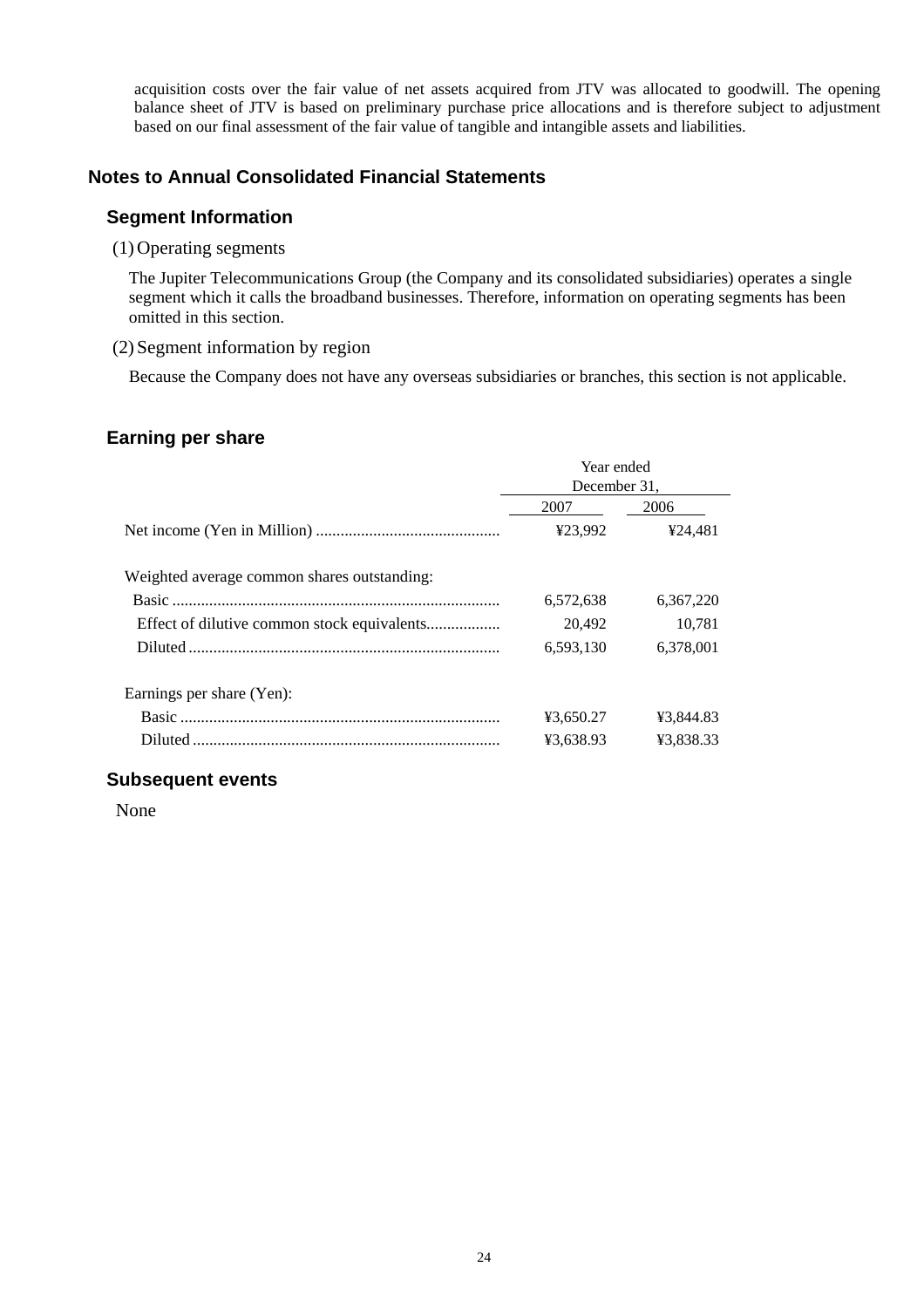acquisition costs over the fair value of net assets acquired from JTV was allocated to goodwill. The opening balance sheet of JTV is based on preliminary purchase price allocations and is therefore subject to adjustment based on our final assessment of the fair value of tangible and intangible assets and liabilities.

## Notes to Annual Consolidated Financial Statements

### Segment Information

(1) Operating segments

The Jupiter Telecommunications Group (the Company and its consolidated subsidiaries) operates a single segment which it calls the broadband businesses. Therefore, information on operating segments has been omitted in this section.

(2) Segment information by region

Because the Company does not have any overseas subsidiaries or branches, this section is not applicable.

### Earning per share

| | Year ended December 31, | |
|---|---|---|
| | 2007 | 2006 |
| Net income (Yen in Million) | ¥23,992 | ¥24,481 |
| Weighted average common shares outstanding: | | |
| Basic | 6,572,638 | 6,367,220 |
| Effect of dilutive common stock equivalents | 20,492 | 10,781 |
| Diluted | 6,593,130 | 6,378,001 |
| Earnings per share (Yen): | | |
| Basic | ¥3,650.27 | ¥3,844.83 |
| Diluted | ¥3,638.93 | ¥3,838.33 |

### Subsequent events

None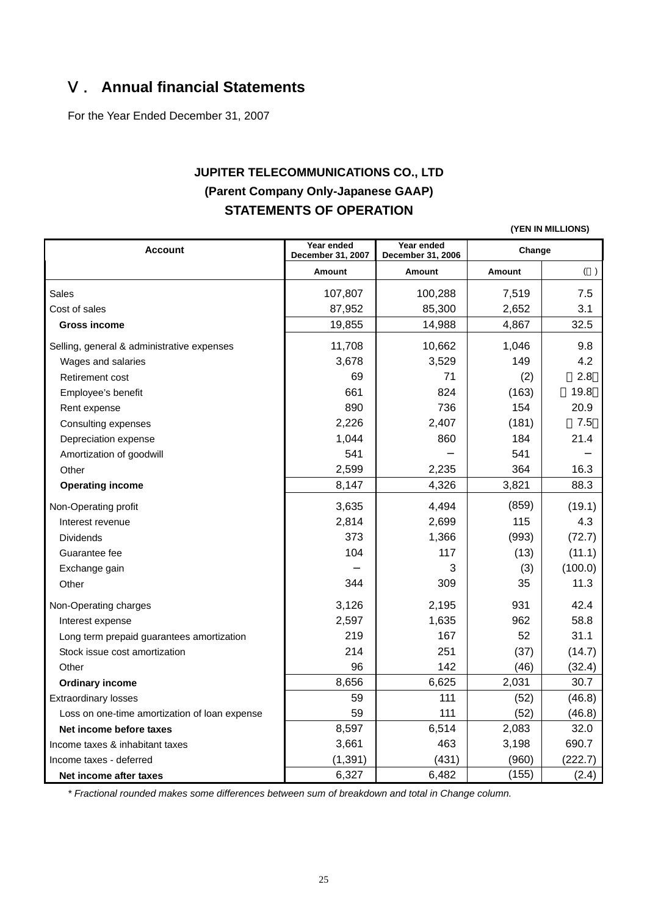# Ⅴ. Annual financial Statements

For the Year Ended December 31, 2007

**JUPITER TELECOMMUNICATIONS CO., LTD**
**(Parent Company Only-Japanese GAAP)**
**STATEMENTS OF OPERATION**

(YEN IN MILLIONS)

| Account | Year ended December 31, 2007 | Year ended December 31, 2006 | Change | |
|---|---|---|---|---|
| | Amount | Amount | Amount | (％) |
| Sales | 107,807 | 100,288 | 7,519 | 7.5 |
| Cost of sales | 87,952 | 85,300 | 2,652 | 3.1 |
| **Gross income** | 19,855 | 14,988 | 4,867 | 32.5 |
| Selling, general & administrative expenses | 11,708 | 10,662 | 1,046 | 9.8 |
| Wages and salaries | 3,678 | 3,529 | 149 | 4.2 |
| Retirement cost | 69 | 71 | (2) | （2.8） |
| Employee's benefit | 661 | 824 | (163) | （19.8） |
| Rent expense | 890 | 736 | 154 | 20.9 |
| Consulting expenses | 2,226 | 2,407 | (181) | （7.5） |
| Depreciation expense | 1,044 | 860 | 184 | 21.4 |
| Amortization of goodwill | 541 | − | 541 | − |
| Other | 2,599 | 2,235 | 364 | 16.3 |
| **Operating income** | 8,147 | 4,326 | 3,821 | 88.3 |
| Non-Operating profit | 3,635 | 4,494 | (859) | (19.1) |
| Interest revenue | 2,814 | 2,699 | 115 | 4.3 |
| Dividends | 373 | 1,366 | (993) | (72.7) |
| Guarantee fee | 104 | 117 | (13) | (11.1) |
| Exchange gain | − | 3 | (3) | (100.0) |
| Other | 344 | 309 | 35 | 11.3 |
| Non-Operating charges | 3,126 | 2,195 | 931 | 42.4 |
| Interest expense | 2,597 | 1,635 | 962 | 58.8 |
| Long term prepaid guarantees amortization | 219 | 167 | 52 | 31.1 |
| Stock issue cost amortization | 214 | 251 | (37) | (14.7) |
| Other | 96 | 142 | (46) | (32.4) |
| **Ordinary income** | 8,656 | 6,625 | 2,031 | 30.7 |
| Extraordinary losses | 59 | 111 | (52) | (46.8) |
| Loss on one-time amortization of loan expense | 59 | 111 | (52) | (46.8) |
| **Net income before taxes** | 8,597 | 6,514 | 2,083 | 32.0 |
| Income taxes & inhabitant taxes | 3,661 | 463 | 3,198 | 690.7 |
| Income taxes - deferred | (1,391) | (431) | (960) | (222.7) |
| **Net income after taxes** | 6,327 | 6,482 | (155) | (2.4) |

*\* Fractional rounded makes some differences between sum of breakdown and total in Change column.*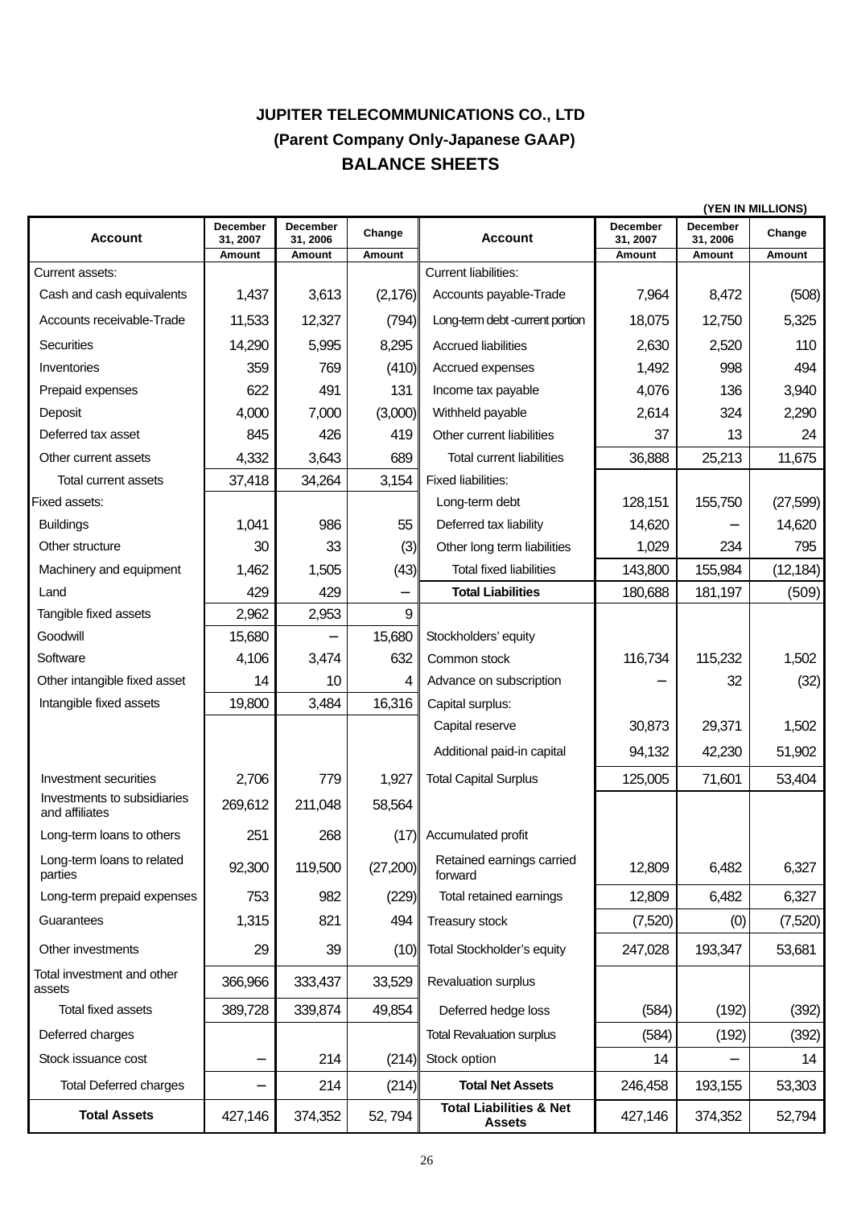# JUPITER TELECOMMUNICATIONS CO., LTD

## (Parent Company Only-Japanese GAAP)

## BALANCE SHEETS

(YEN IN MILLIONS)

| Account | December 31, 2007 | December 31, 2006 | Change | Account | December 31, 2007 | December 31, 2006 | Change |
|---|---|---|---|---|---|---|---|
| | Amount | Amount | Amount | | Amount | Amount | Amount |
| Current assets: | | | | Current liabilities: | | | |
| Cash and cash equivalents | 1,437 | 3,613 | (2,176) | Accounts payable-Trade | 7,964 | 8,472 | (508) |
| Accounts receivable-Trade | 11,533 | 12,327 | (794) | Long-term debt -current portion | 18,075 | 12,750 | 5,325 |
| Securities | 14,290 | 5,995 | 8,295 | Accrued liabilities | 2,630 | 2,520 | 110 |
| Inventories | 359 | 769 | (410) | Accrued expenses | 1,492 | 998 | 494 |
| Prepaid expenses | 622 | 491 | 131 | Income tax payable | 4,076 | 136 | 3,940 |
| Deposit | 4,000 | 7,000 | (3,000) | Withheld payable | 2,614 | 324 | 2,290 |
| Deferred tax asset | 845 | 426 | 419 | Other current liabilities | 37 | 13 | 24 |
| Other current assets | 4,332 | 3,643 | 689 | Total current liabilities | 36,888 | 25,213 | 11,675 |
| Total current assets | 37,418 | 34,264 | 3,154 | Fixed liabilities: | | | |
| Fixed assets: | | | | Long-term debt | 128,151 | 155,750 | (27,599) |
| Buildings | 1,041 | 986 | 55 | Deferred tax liability | 14,620 | – | 14,620 |
| Other structure | 30 | 33 | (3) | Other long term liabilities | 1,029 | 234 | 795 |
| Machinery and equipment | 1,462 | 1,505 | (43) | Total fixed liabilities | 143,800 | 155,984 | (12,184) |
| Land | 429 | 429 | – | **Total Liabilities** | 180,688 | 181,197 | (509) |
| Tangible fixed assets | 2,962 | 2,953 | 9 | | | | |
| Goodwill | 15,680 | – | 15,680 | Stockholders' equity | | | |
| Software | 4,106 | 3,474 | 632 | Common stock | 116,734 | 115,232 | 1,502 |
| Other intangible fixed asset | 14 | 10 | 4 | Advance on subscription | – | 32 | (32) |
| Intangible fixed assets | 19,800 | 3,484 | 16,316 | Capital surplus: | | | |
| | | | | Capital reserve | 30,873 | 29,371 | 1,502 |
| | | | | Additional paid-in capital | 94,132 | 42,230 | 51,902 |
| Investment securities | 2,706 | 779 | 1,927 | Total Capital Surplus | 125,005 | 71,601 | 53,404 |
| Investments to subsidiaries and affiliates | 269,612 | 211,048 | 58,564 | | | | |
| Long-term loans to others | 251 | 268 | (17) | Accumulated profit | | | |
| Long-term loans to related parties | 92,300 | 119,500 | (27,200) | Retained earnings carried forward | 12,809 | 6,482 | 6,327 |
| Long-term prepaid expenses | 753 | 982 | (229) | Total retained earnings | 12,809 | 6,482 | 6,327 |
| Guarantees | 1,315 | 821 | 494 | Treasury stock | (7,520) | (0) | (7,520) |
| Other investments | 29 | 39 | (10) | Total Stockholder's equity | 247,028 | 193,347 | 53,681 |
| Total investment and other assets | 366,966 | 333,437 | 33,529 | Revaluation surplus | | | |
| Total fixed assets | 389,728 | 339,874 | 49,854 | Deferred hedge loss | (584) | (192) | (392) |
| Deferred charges | | | | Total Revaluation surplus | (584) | (192) | (392) |
| Stock issuance cost | – | 214 | (214) | Stock option | 14 | – | 14 |
| Total Deferred charges | – | 214 | (214) | **Total Net Assets** | 246,458 | 193,155 | 53,303 |
| **Total Assets** | 427,146 | 374,352 | 52, 794 | **Total Liabilities & Net Assets** | 427,146 | 374,352 | 52,794 |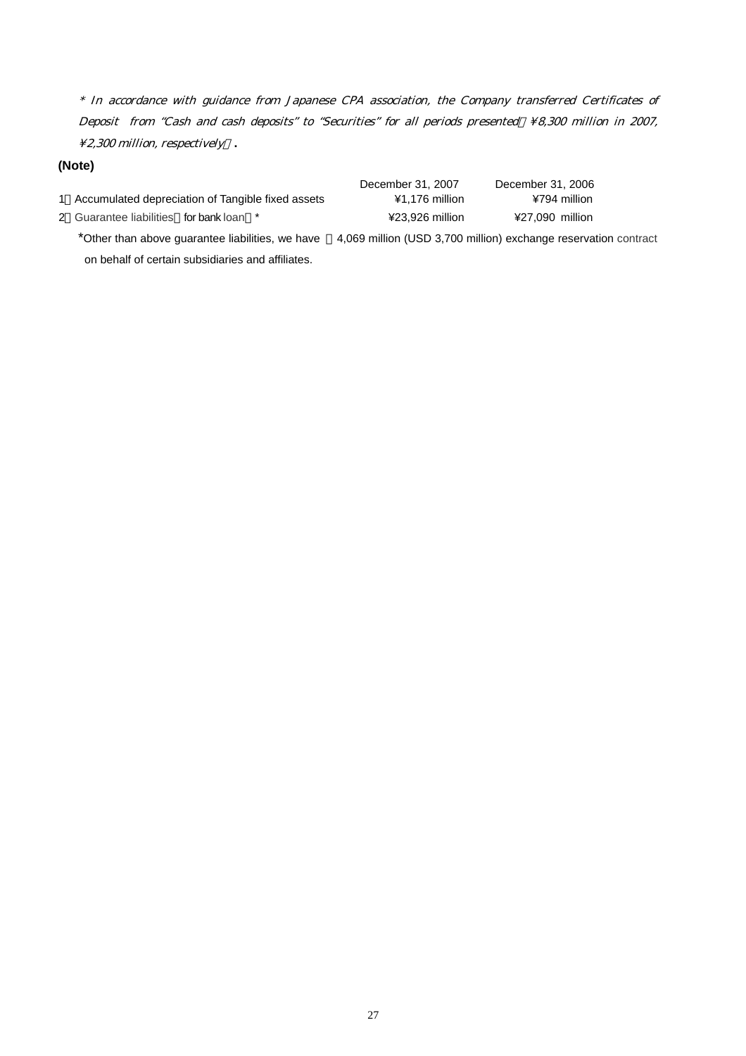*\* In accordance with guidance from Japanese CPA association, the Company transferred Certificates of Deposit from "Cash and cash deposits" to "Securities" for all periods presented（¥8,300 million in 2007, ¥2,300 million, respectively）.*

**(Note)**

| | December 31, 2007 | December 31, 2006 |
|---|---|---|
| 1．Accumulated depreciation of Tangible fixed assets | ¥1,176 million | ¥794 million |
| 2．Guarantee liabilities（for bank loan）* | ¥23,926 million | ¥27,090 million |

*Other than above guarantee liabilities, we have ¥4,069 million (USD 3,700 million) exchange reservation contract on behalf of certain subsidiaries and affiliates.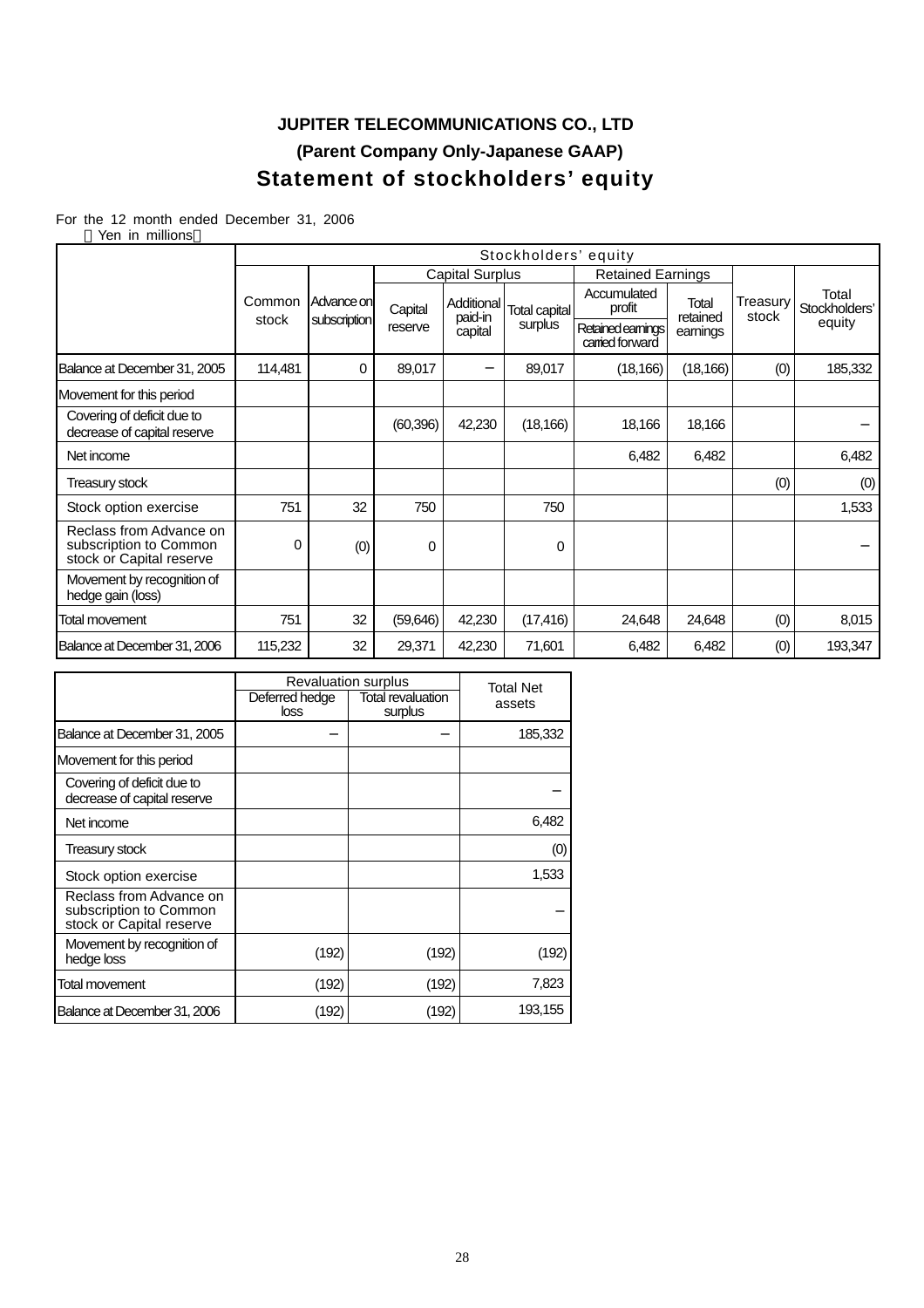**JUPITER TELECOMMUNICATIONS CO., LTD**

**(Parent Company Only-Japanese GAAP)**

# Statement of stockholders' equity

For the 12 month ended December 31, 2006

（Yen in millions）

| | Stockholders' equity | | | | | | | | |
|---|---|---|---|---|---|---|---|---|---|
| | Common stock | Advance on subscription | Capital Surplus | | | Retained Earnings | | Treasury stock | Total Stockholders' equity |
| | | | Capital reserve | Additional paid-in capital | Total capital surplus | Accumulated profit / Retained earnings carried forward | Total retained earnings | | |
| Balance at December 31, 2005 | 114,481 | 0 | 89,017 | – | 89,017 | (18,166) | (18,166) | (0) | 185,332 |
| Movement for this period | | | | | | | | | |
| Covering of deficit due to decrease of capital reserve | | | (60,396) | 42,230 | (18,166) | 18,166 | 18,166 | | – |
| Net income | | | | | | 6,482 | 6,482 | | 6,482 |
| Treasury stock | | | | | | | | (0) | (0) |
| Stock option exercise | 751 | 32 | 750 | | 750 | | | | 1,533 |
| Reclass from Advance on subscription to Common stock or Capital reserve | 0 | (0) | 0 | | 0 | | | | – |
| Movement by recognition of hedge gain (loss) | | | | | | | | | |
| Total movement | 751 | 32 | (59,646) | 42,230 | (17,416) | 24,648 | 24,648 | (0) | 8,015 |
| Balance at December 31, 2006 | 115,232 | 32 | 29,371 | 42,230 | 71,601 | 6,482 | 6,482 | (0) | 193,347 |

| | Revaluation surplus | | Total Net assets |
|---|---|---|---|
| | Deferred hedge loss | Total revaluation surplus | |
| Balance at December 31, 2005 | – | – | 185,332 |
| Movement for this period | | | |
| Covering of deficit due to decrease of capital reserve | | | – |
| Net income | | | 6,482 |
| Treasury stock | | | (0) |
| Stock option exercise | | | 1,533 |
| Reclass from Advance on subscription to Common stock or Capital reserve | | | – |
| Movement by recognition of hedge loss | (192) | (192) | (192) |
| Total movement | (192) | (192) | 7,823 |
| Balance at December 31, 2006 | (192) | (192) | 193,155 |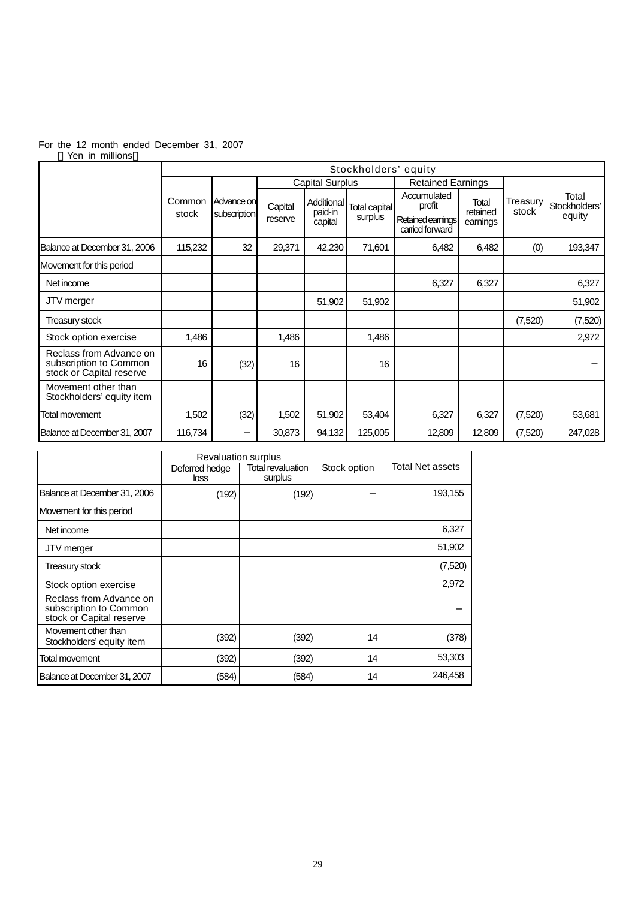For the 12 month ended December 31, 2007

（Yen in millions）

| | Stockholders' equity | | | | | | | | |
|---|---|---|---|---|---|---|---|---|---|
| | Common stock | Advance on subscription | Capital Surplus | | | Retained Earnings | | Treasury stock | Total Stockholders' equity |
| | | | Capital reserve | Additional paid-in capital | Total capital surplus | Accumulated profit / Retained earnings carried forward | Total retained earnings | | |
| Balance at December 31, 2006 | 115,232 | 32 | 29,371 | 42,230 | 71,601 | 6,482 | 6,482 | (0) | 193,347 |
| Movement for this period | | | | | | | | | |
| Net income | | | | | | 6,327 | 6,327 | | 6,327 |
| JTV merger | | | | 51,902 | 51,902 | | | | 51,902 |
| Treasury stock | | | | | | | | (7,520) | (7,520) |
| Stock option exercise | 1,486 | | 1,486 | | 1,486 | | | | 2,972 |
| Reclass from Advance on subscription to Common stock or Capital reserve | 16 | (32) | 16 | | 16 | | | | – |
| Movement other than Stockholders' equity item | | | | | | | | | |
| Total movement | 1,502 | (32) | 1,502 | 51,902 | 53,404 | 6,327 | 6,327 | (7,520) | 53,681 |
| Balance at December 31, 2007 | 116,734 | – | 30,873 | 94,132 | 125,005 | 12,809 | 12,809 | (7,520) | 247,028 |

| | Revaluation surplus | | Stock option | Total Net assets |
|---|---|---|---|---|
| | Deferred hedge loss | Total revaluation surplus | | |
| Balance at December 31, 2006 | (192) | (192) | – | 193,155 |
| Movement for this period | | | | |
| Net income | | | | 6,327 |
| JTV merger | | | | 51,902 |
| Treasury stock | | | | (7,520) |
| Stock option exercise | | | | 2,972 |
| Reclass from Advance on subscription to Common stock or Capital reserve | | | | – |
| Movement other than Stockholders' equity item | (392) | (392) | 14 | (378) |
| Total movement | (392) | (392) | 14 | 53,303 |
| Balance at December 31, 2007 | (584) | (584) | 14 | 246,458 |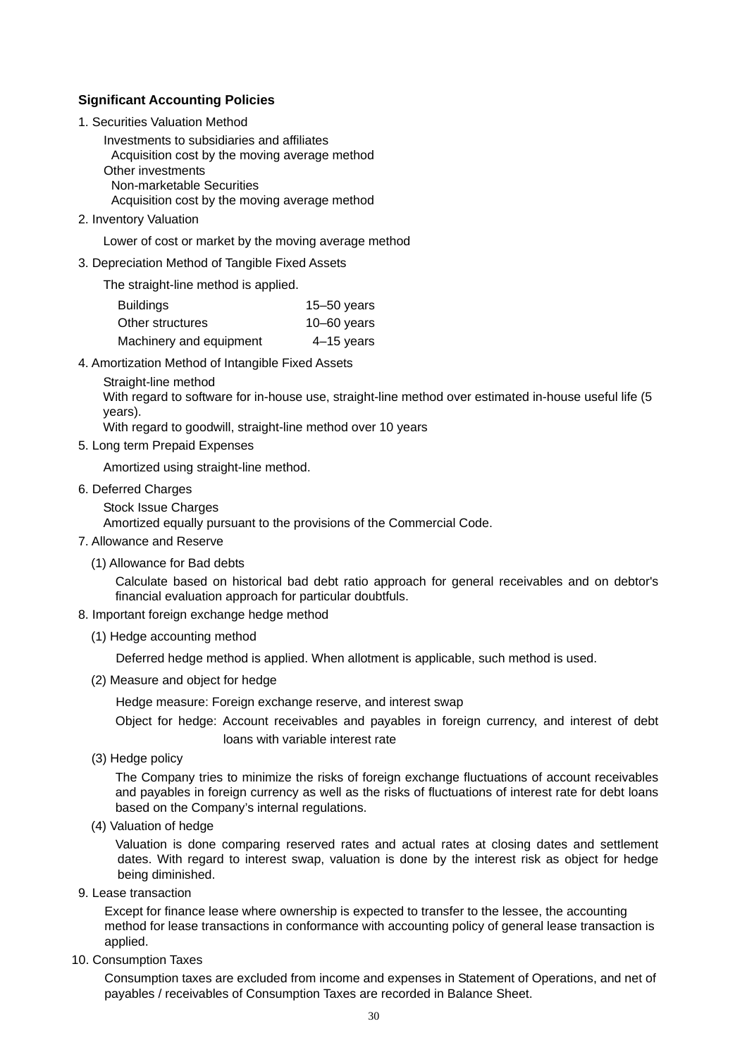## Significant Accounting Policies

1. Securities Valuation Method

   Investments to subsidiaries and affiliates
   
   Acquisition cost by the moving average method
   
   Other investments
   
   Non-marketable Securities
   
   Acquisition cost by the moving average method

2. Inventory Valuation

   Lower of cost or market by the moving average method

3. Depreciation Method of Tangible Fixed Assets

   The straight-line method is applied.

| | |
|---|---|
| Buildings | 15–50 years |
| Other structures | 10–60 years |
| Machinery and equipment | 4–15 years |

4. Amortization Method of Intangible Fixed Assets

   Straight-line method
   
   With regard to software for in-house use, straight-line method over estimated in-house useful life (5 years).
   
   With regard to goodwill, straight-line method over 10 years

5. Long term Prepaid Expenses

   Amortized using straight-line method.

6. Deferred Charges

   Stock Issue Charges
   
   Amortized equally pursuant to the provisions of the Commercial Code.

7. Allowance and Reserve

   (1) Allowance for Bad debts

   Calculate based on historical bad debt ratio approach for general receivables and on debtor's financial evaluation approach for particular doubtfuls.

8. Important foreign exchange hedge method

   (1) Hedge accounting method

   Deferred hedge method is applied. When allotment is applicable, such method is used.

   (2) Measure and object for hedge

   Hedge measure: Foreign exchange reserve, and interest swap

   Object for hedge: Account receivables and payables in foreign currency, and interest of debt loans with variable interest rate

   (3) Hedge policy

   The Company tries to minimize the risks of foreign exchange fluctuations of account receivables and payables in foreign currency as well as the risks of fluctuations of interest rate for debt loans based on the Company's internal regulations.

   (4) Valuation of hedge

   Valuation is done comparing reserved rates and actual rates at closing dates and settlement dates. With regard to interest swap, valuation is done by the interest risk as object for hedge being diminished.

9. Lease transaction

   Except for finance lease where ownership is expected to transfer to the lessee, the accounting method for lease transactions in conformance with accounting policy of general lease transaction is applied.

10. Consumption Taxes

    Consumption taxes are excluded from income and expenses in Statement of Operations, and net of payables / receivables of Consumption Taxes are recorded in Balance Sheet.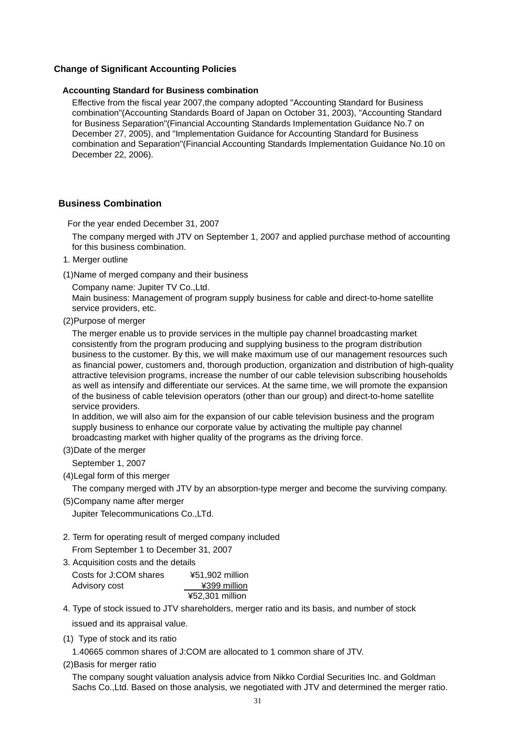## Change of Significant Accounting Policies

### Accounting Standard for Business combination

Effective from the fiscal year 2007,the company adopted "Accounting Standard for Business combination"(Accounting Standards Board of Japan on October 31, 2003), "Accounting Standard for Business Separation"(Financial Accounting Standards Implementation Guidance No.7 on December 27, 2005), and "Implementation Guidance for Accounting Standard for Business combination and Separation"(Financial Accounting Standards Implementation Guidance No.10 on December 22, 2006).

## Business Combination

For the year ended December 31, 2007

The company merged with JTV on September 1, 2007 and applied purchase method of accounting for this business combination.

1. Merger outline

(1)Name of merged company and their business

Company name: Jupiter TV Co.,Ltd.
Main business: Management of program supply business for cable and direct-to-home satellite service providers, etc.

(2)Purpose of merger

The merger enable us to provide services in the multiple pay channel broadcasting market consistently from the program producing and supplying business to the program distribution business to the customer. By this, we will make maximum use of our management resources such as financial power, customers and, thorough production, organization and distribution of high-quality attractive television programs, increase the number of our cable television subscribing households as well as intensify and differentiate our services. At the same time, we will promote the expansion of the business of cable television operators (other than our group) and direct-to-home satellite service providers.
In addition, we will also aim for the expansion of our cable television business and the program supply business to enhance our corporate value by activating the multiple pay channel broadcasting market with higher quality of the programs as the driving force.

(3)Date of the merger

September 1, 2007

(4)Legal form of this merger

The company merged with JTV by an absorption-type merger and become the surviving company.

(5)Company name after merger

Jupiter Telecommunications Co.,LTd.

2. Term for operating result of merged company included

From September 1 to December 31, 2007

3. Acquisition costs and the details

| | |
|---|---|
| Costs for J:COM shares | ¥51,902 million |
| Advisory cost | ¥399 million |
| | ¥52,301 million |

4. Type of stock issued to JTV shareholders, merger ratio and its basis, and number of stock issued and its appraisal value.

(1) Type of stock and its ratio

1.40665 common shares of J:COM are allocated to 1 common share of JTV.

(2)Basis for merger ratio

The company sought valuation analysis advice from Nikko Cordial Securities Inc. and Goldman Sachs Co.,Ltd. Based on those analysis, we negotiated with JTV and determined the merger ratio.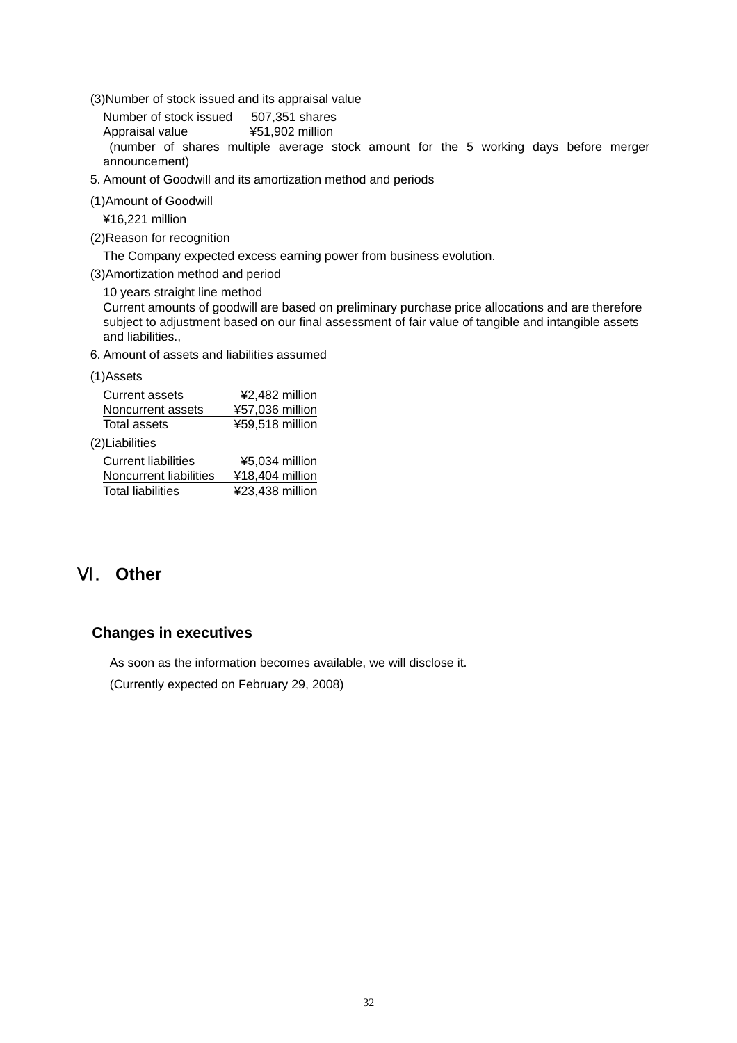(3)Number of stock issued and its appraisal value

Number of stock issued 507,351 shares
Appraisal value ¥51,902 million
(number of shares multiple average stock amount for the 5 working days before merger announcement)

5. Amount of Goodwill and its amortization method and periods

(1)Amount of Goodwill

¥16,221 million

(2)Reason for recognition

The Company expected excess earning power from business evolution.

(3)Amortization method and period

10 years straight line method
Current amounts of goodwill are based on preliminary purchase price allocations and are therefore subject to adjustment based on our final assessment of fair value of tangible and intangible assets and liabilities.,

6. Amount of assets and liabilities assumed

(1)Assets

| | |
|---|---|
| Current assets | ¥2,482 million |
| Noncurrent assets | ¥57,036 million |
| Total assets | ¥59,518 million |

(2)Liabilities

| | |
|---|---|
| Current liabilities | ¥5,034 million |
| Noncurrent liabilities | ¥18,404 million |
| Total liabilities | ¥23,438 million |

# Ⅵ. Other

## Changes in executives

As soon as the information becomes available, we will disclose it.

(Currently expected on February 29, 2008)